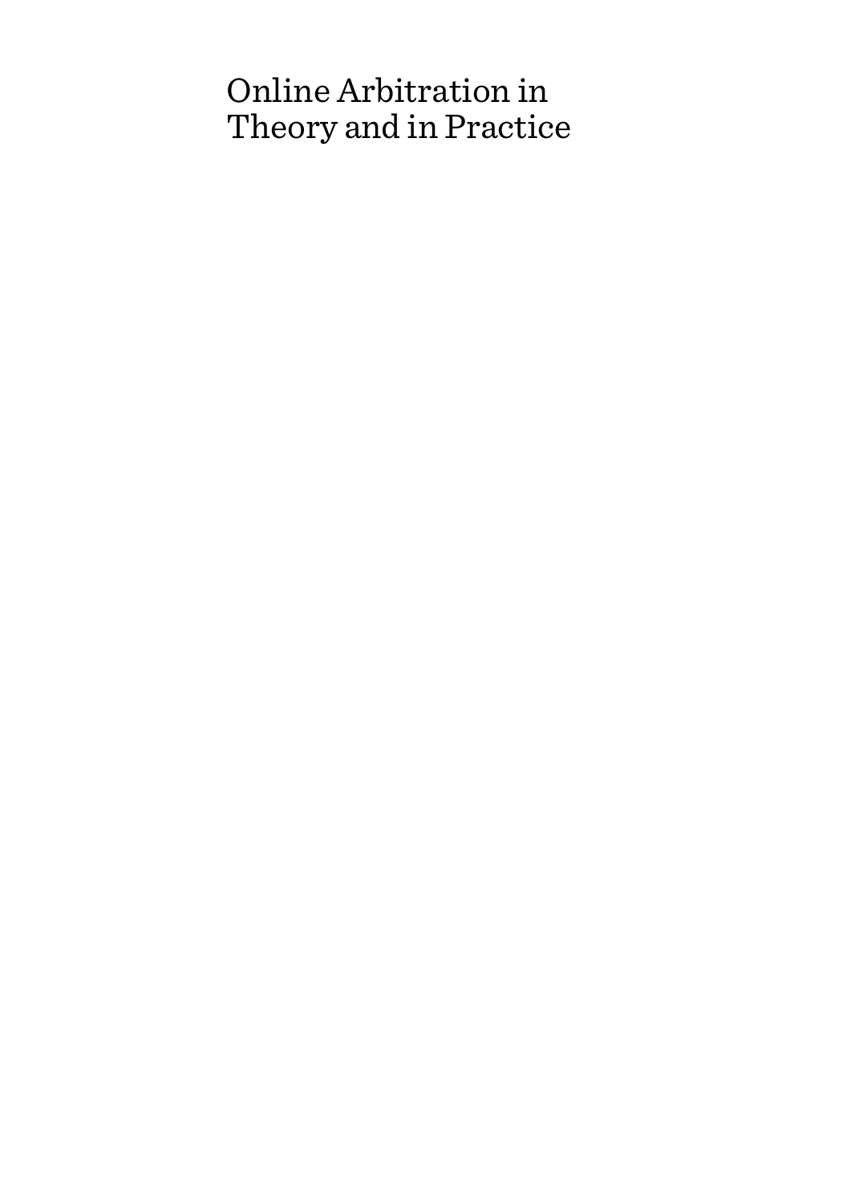# Online Arbitration in Theory and in Practice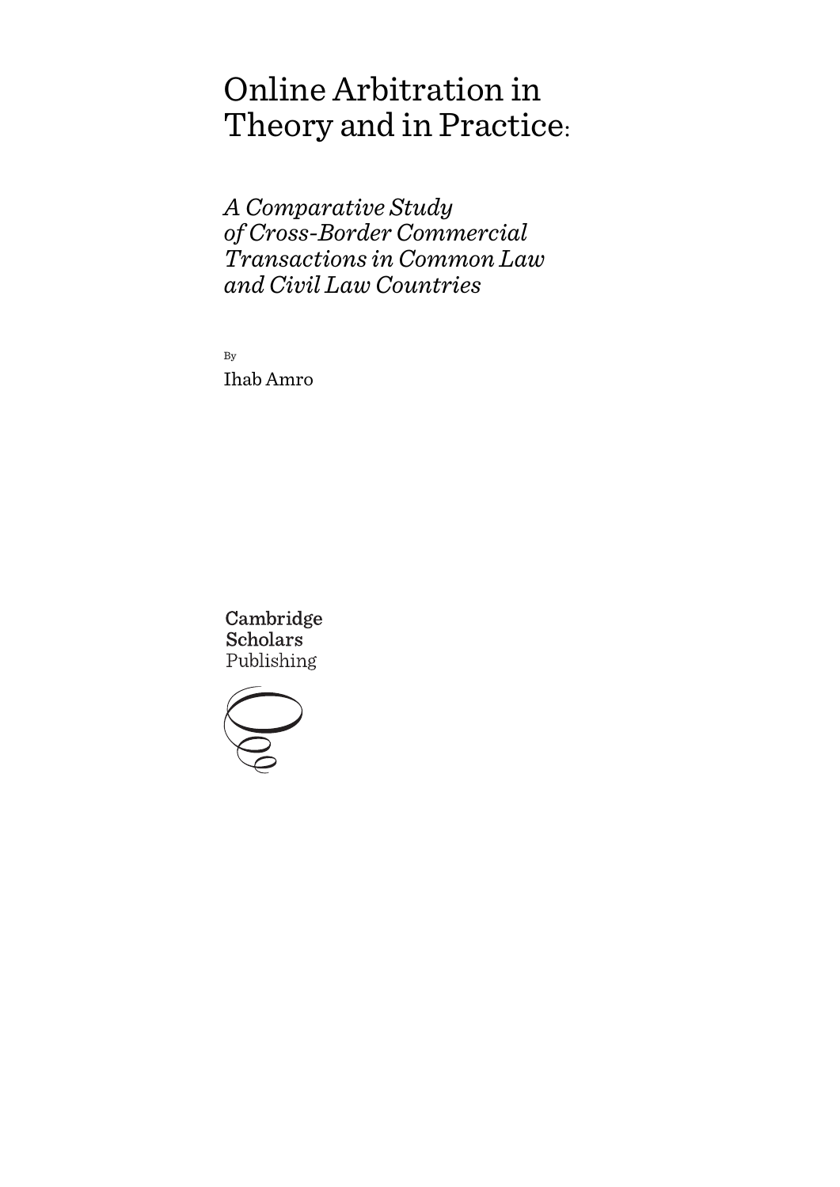# Online Arbitration in Theory and in Practice:

*A Comparative Study of Cross-Border Commercial Transactions in Common Law and Civil Law Countries*

By

Ihab Amro

Cambridge Scholars Publishing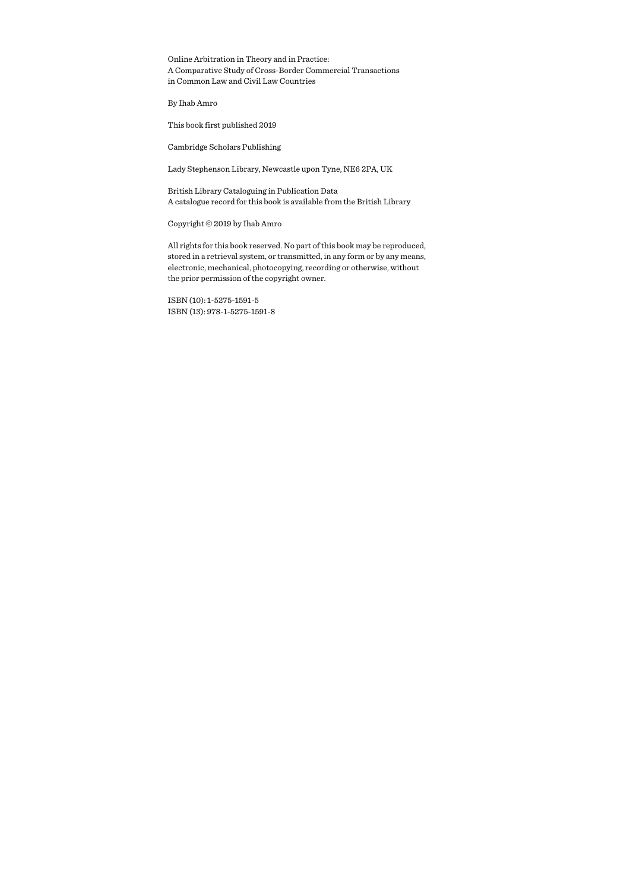Online Arbitration in Theory and in Practice:
A Comparative Study of Cross-Border Commercial Transactions
in Common Law and Civil Law Countries

By Ihab Amro

This book first published 2019

Cambridge Scholars Publishing

Lady Stephenson Library, Newcastle upon Tyne, NE6 2PA, UK

British Library Cataloguing in Publication Data
A catalogue record for this book is available from the British Library

Copyright © 2019 by Ihab Amro

All rights for this book reserved. No part of this book may be reproduced, stored in a retrieval system, or transmitted, in any form or by any means, electronic, mechanical, photocopying, recording or otherwise, without the prior permission of the copyright owner.

ISBN (10): 1-5275-1591-5
ISBN (13): 978-1-5275-1591-8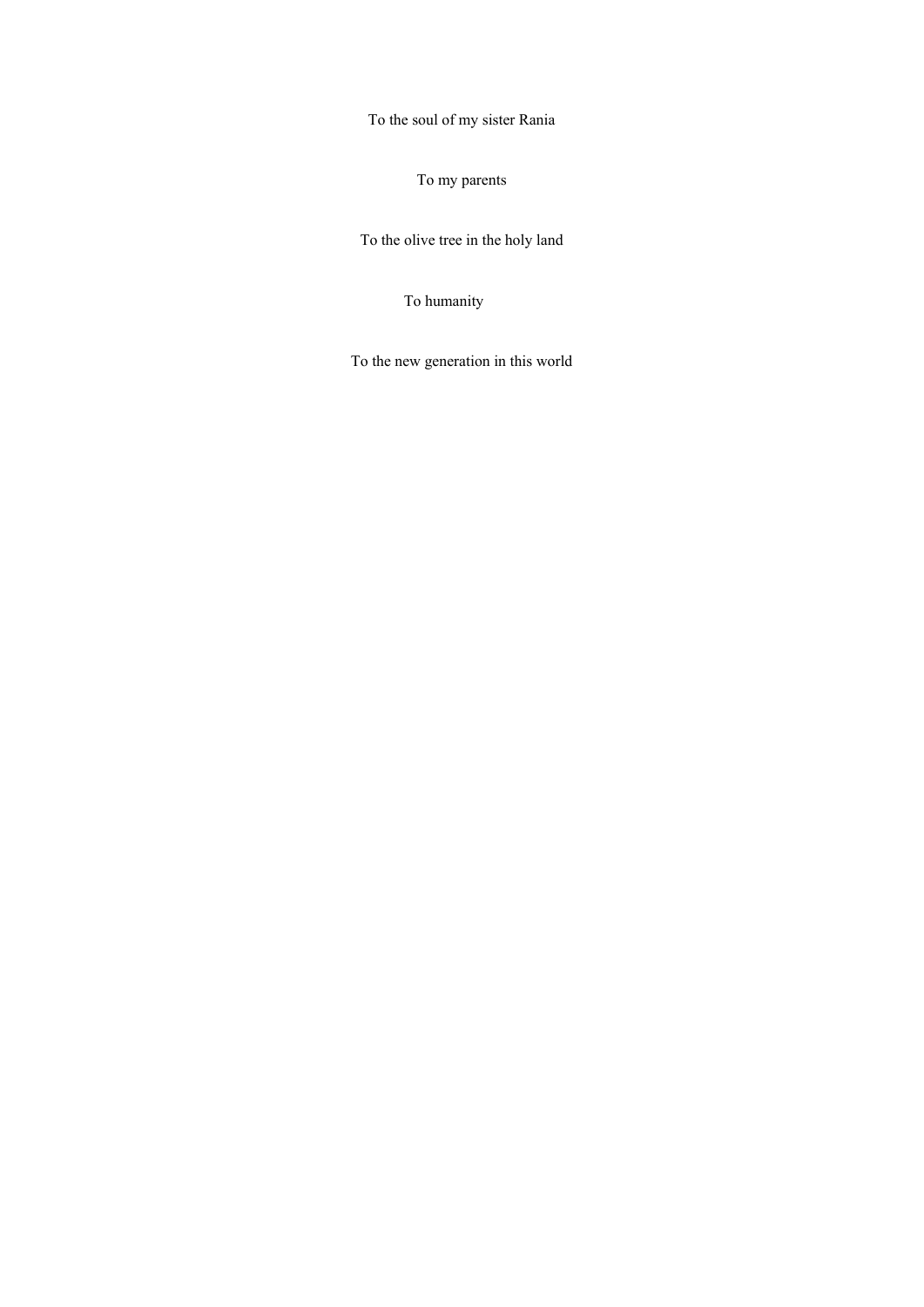To the soul of my sister Rania

To my parents

To the olive tree in the holy land

To humanity

To the new generation in this world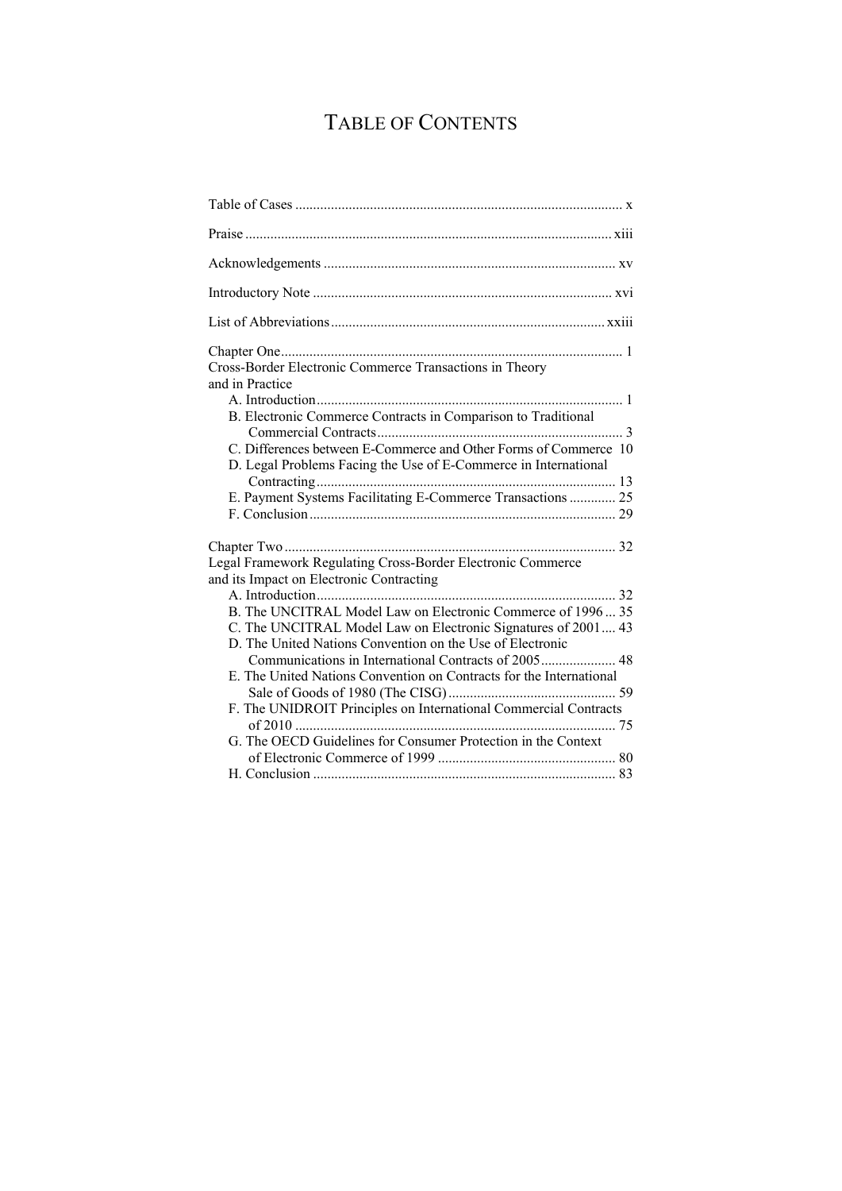# TABLE OF CONTENTS

Table of Cases ........................................................................................ x

Praise ...................................................................................................... xiii

Acknowledgements .................................................................................. xv

Introductory Note .................................................................................... xvi

List of Abbreviations .............................................................................. xxiii

Chapter One ............................................................................................. 1
Cross-Border Electronic Commerce Transactions in Theory and in Practice

- A. Introduction ...................................................................................... 1
- B. Electronic Commerce Contracts in Comparison to Traditional Commercial Contracts ..................................................................... 3
- C. Differences between E-Commerce and Other Forms of Commerce 10
- D. Legal Problems Facing the Use of E-Commerce in International Contracting ................................................................................... 13
- E. Payment Systems Facilitating E-Commerce Transactions ............. 25
- F. Conclusion ...................................................................................... 29

Chapter Two ............................................................................................ 32
Legal Framework Regulating Cross-Border Electronic Commerce and its Impact on Electronic Contracting

- A. Introduction ...................................................................................... 32
- B. The UNCITRAL Model Law on Electronic Commerce of 1996 ... 35
- C. The UNCITRAL Model Law on Electronic Signatures of 2001 .... 43
- D. The United Nations Convention on the Use of Electronic Communications in International Contracts of 2005 ..................... 48
- E. The United Nations Convention on Contracts for the International Sale of Goods of 1980 (The CISG) ................................................ 59
- F. The UNIDROIT Principles on International Commercial Contracts of 2010 ......................................................................................... 75
- G. The OECD Guidelines for Consumer Protection in the Context of Electronic Commerce of 1999 .................................................. 80
- H. Conclusion ....................................................................................... 83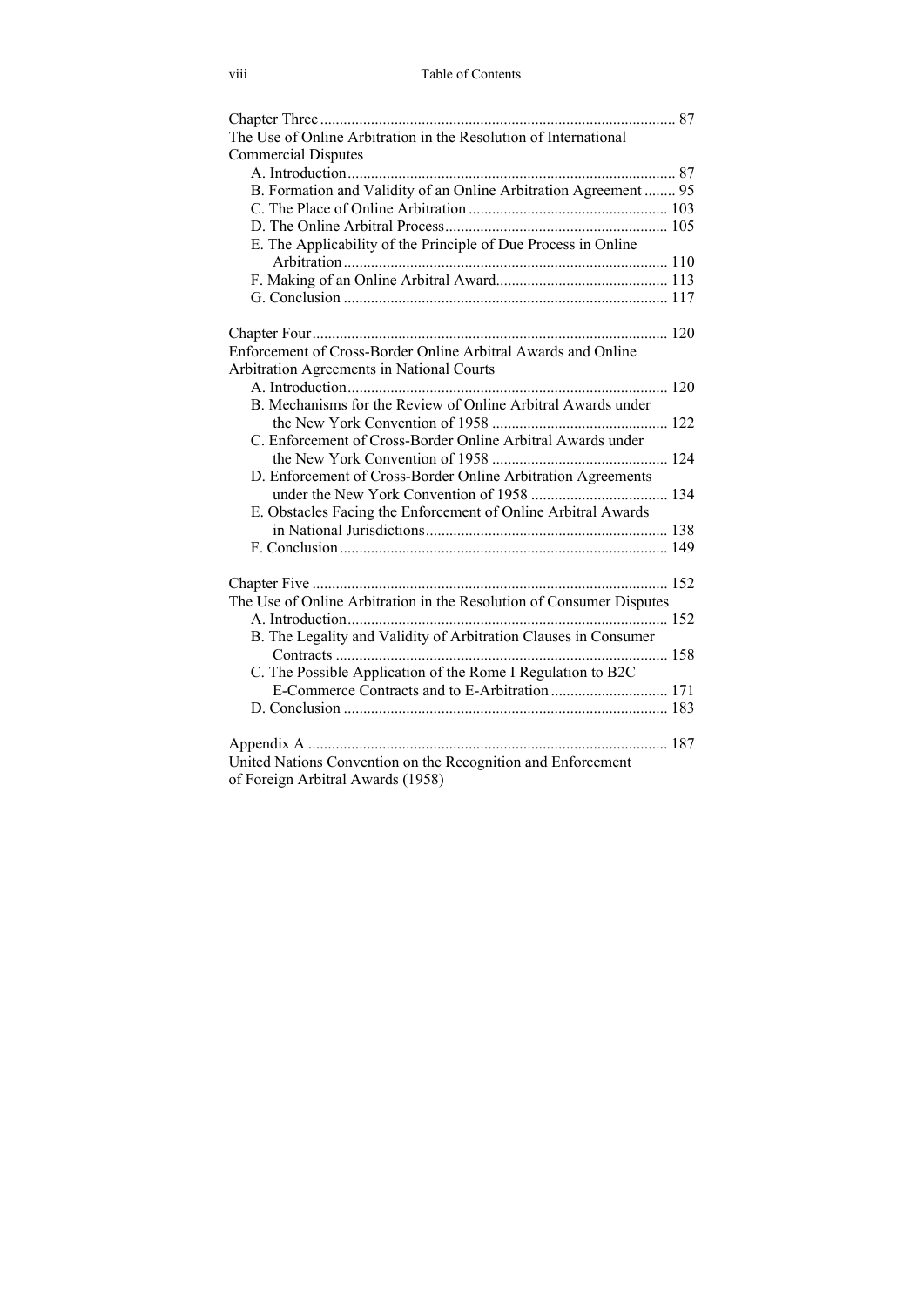Chapter Three ........................................................................................... 87
The Use of Online Arbitration in the Resolution of International Commercial Disputes

- A. Introduction ................................................................................... 87
- B. Formation and Validity of an Online Arbitration Agreement ........ 95
- C. The Place of Online Arbitration .................................................. 103
- D. The Online Arbitral Process ........................................................ 105
- E. The Applicability of the Principle of Due Process in Online Arbitration .................................................................................. 110
- F. Making of an Online Arbitral Award ........................................... 113
- G. Conclusion .................................................................................. 117

Chapter Four ........................................................................................... 120
Enforcement of Cross-Border Online Arbitral Awards and Online Arbitration Agreements in National Courts

- A. Introduction ................................................................................. 120
- B. Mechanisms for the Review of Online Arbitral Awards under the New York Convention of 1958 ............................................. 122
- C. Enforcement of Cross-Border Online Arbitral Awards under the New York Convention of 1958 ............................................. 124
- D. Enforcement of Cross-Border Online Arbitration Agreements under the New York Convention of 1958 ................................... 134
- E. Obstacles Facing the Enforcement of Online Arbitral Awards in National Jurisdictions .............................................................. 138
- F. Conclusion ................................................................................... 149

Chapter Five ........................................................................................... 152
The Use of Online Arbitration in the Resolution of Consumer Disputes

- A. Introduction ................................................................................. 152
- B. The Legality and Validity of Arbitration Clauses in Consumer Contracts ..................................................................................... 158
- C. The Possible Application of the Rome I Regulation to B2C E-Commerce Contracts and to E-Arbitration .............................. 171
- D. Conclusion .................................................................................. 183

Appendix A ........................................................................................... 187
United Nations Convention on the Recognition and Enforcement of Foreign Arbitral Awards (1958)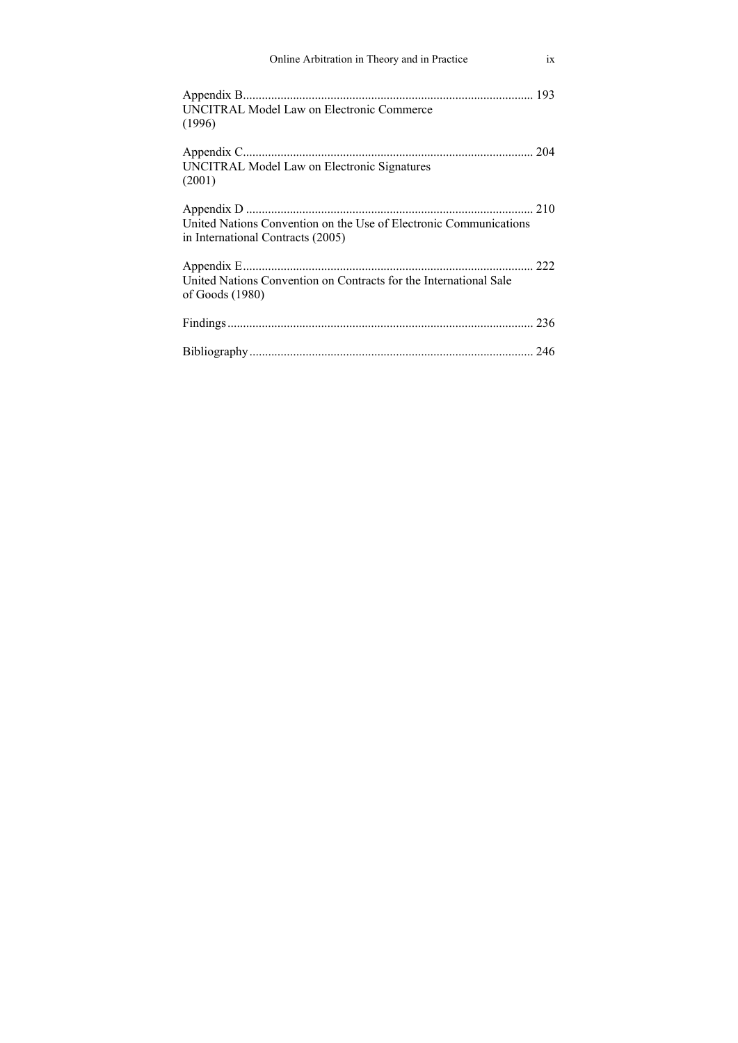Appendix B ........................................................................................ 193
UNCITRAL Model Law on Electronic Commerce
(1996)

Appendix C ........................................................................................ 204
UNCITRAL Model Law on Electronic Signatures
(2001)

Appendix D ........................................................................................ 210
United Nations Convention on the Use of Electronic Communications
in International Contracts (2005)

Appendix E ........................................................................................ 222
United Nations Convention on Contracts for the International Sale
of Goods (1980)

Findings ............................................................................................ 236

Bibliography ...................................................................................... 246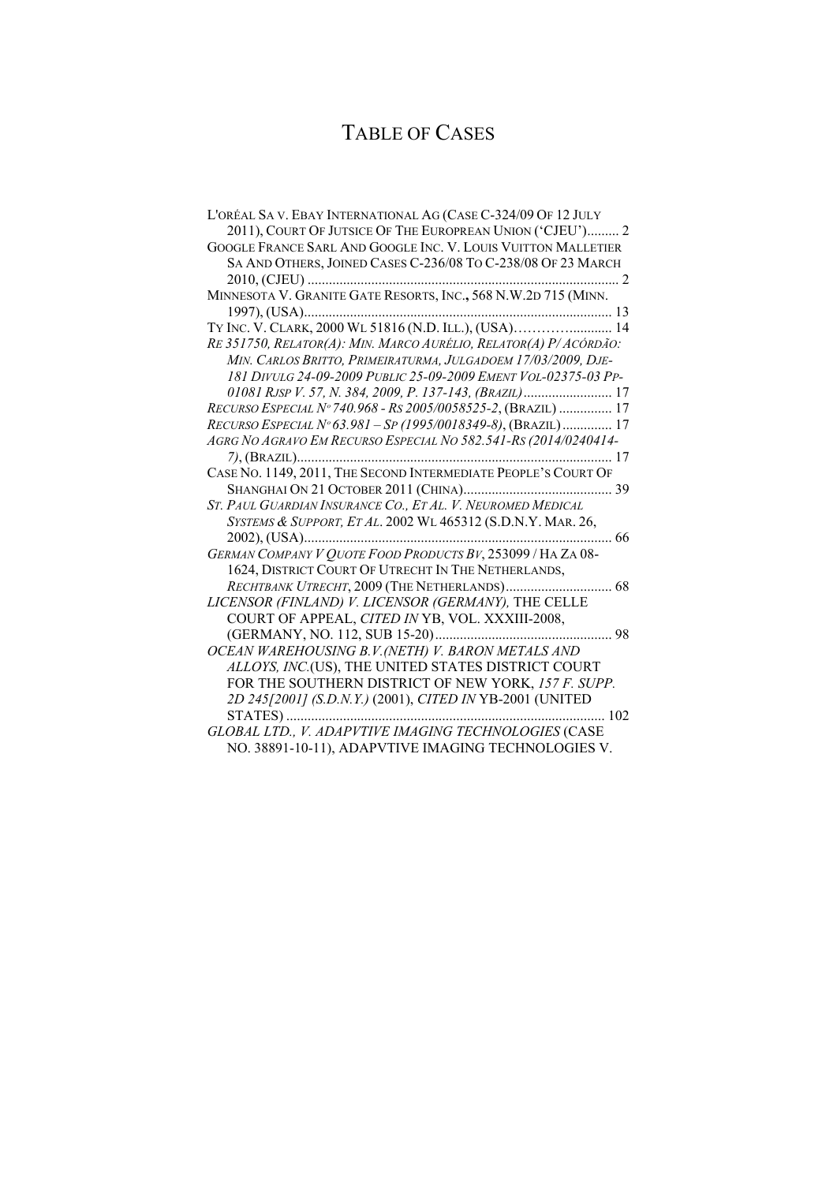# TABLE OF CASES

L'ORÉAL SA V. EBAY INTERNATIONAL AG (CASE C-324/09 OF 12 JULY 2011), COURT OF JUTSICE OF THE EUROPEAN UNION ('CJEU')......... 2

GOOGLE FRANCE SARL AND GOOGLE INC. V. LOUIS VUITTON MALLETIER SA AND OTHERS, JOINED CASES C-236/08 TO C-238/08 OF 23 MARCH 2010, (CJEU) ........................................................................................ 2

MINNESOTA V. GRANITE GATE RESORTS, INC., 568 N.W.2D 715 (MINN. 1997), (USA)....................................................................................... 13

TY INC. V. CLARK, 2000 WL 51816 (N.D. ILL.), (USA)………….............. 14

*RE 351750, RELATOR(A): MIN. MARCO AURÉLIO, RELATOR(A) P/ ACÓRDÃO: MIN. CARLOS BRITTO, PRIMEIRATURMA, JULGADOEM 17/03/2009, DJE-181 DIVULG 24-09-2009 PUBLIC 25-09-2009 EMENT VOL-02375-03 PP-01081 RJSP V. 57, N. 384, 2009, P. 137-143, (BRAZIL)* ......................... 17

*RECURSO ESPECIAL Nº 740.968 - RS 2005/0058525-2*, (BRAZIL) ............... 17

*RECURSO ESPECIAL Nº 63.981 – SP (1995/0018349-8)*, (BRAZIL) .............. 17

*AGRG NO AGRAVO EM RECURSO ESPECIAL NO 582.541-RS (2014/0240414-7)*, (BRAZIL)......................................................................................... 17

CASE NO. 1149, 2011, THE SECOND INTERMEDIATE PEOPLE'S COURT OF SHANGHAI ON 21 OCTOBER 2011 (CHINA).......................................... 39

*ST. PAUL GUARDIAN INSURANCE CO., ET AL. V. NEUROMED MEDICAL SYSTEMS & SUPPORT, ET AL*. 2002 WL 465312 (S.D.N.Y. MAR. 26, 2002), (USA)....................................................................................... 66

*GERMAN COMPANY V QUOTE FOOD PRODUCTS BV*, 253099 / HA ZA 08-1624, DISTRICT COURT OF UTRECHT IN THE NETHERLANDS, *RECHTBANK UTRECHT*, 2009 (THE NETHERLANDS).............................. 68

*LICENSOR (FINLAND) V. LICENSOR (GERMANY),* THE CELLE COURT OF APPEAL, *CITED IN* YB, VOL. XXXIII-2008, (GERMANY, NO. 112, SUB 15-20).................................................. 98

*OCEAN WAREHOUSING B.V.(NETH) V. BARON METALS AND ALLOYS, INC.*(US), THE UNITED STATES DISTRICT COURT FOR THE SOUTHERN DISTRICT OF NEW YORK, *157 F. SUPP. 2D 245[2001] (S.D.N.Y.)* (2001), *CITED IN* YB-2001 (UNITED STATES) ......................................................................................... 102

*GLOBAL LTD., V. ADAPVTIVE IMAGING TECHNOLOGIES* (CASE NO. 38891-10-11), ADAPVTIVE IMAGING TECHNOLOGIES V.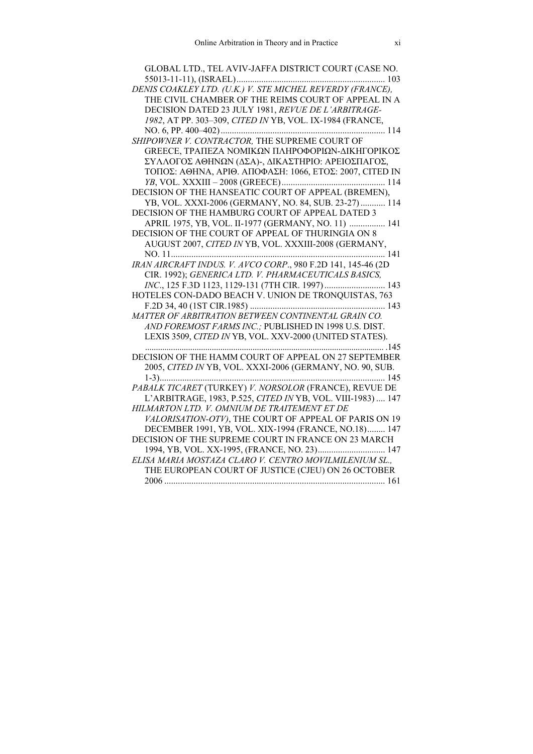GLOBAL LTD., TEL AVIV-JAFFA DISTRICT COURT (CASE NO. 55013-11-11), (ISRAEL) .................................................................. 103

*DENIS COAKLEY LTD. (U.K.) V. STE MICHEL REVERDY (FRANCE),* THE CIVIL CHAMBER OF THE REIMS COURT OF APPEAL IN A DECISION DATED 23 JULY 1981, *REVUE DE L'ARBITRAGE-1982*, AT PP. 303–309, *CITED IN* YB, VOL. IX-1984 (FRANCE, NO. 6, PP. 400–402) ......................................................................... 114

*SHIPOWNER V. CONTRACTOR,* THE SUPREME COURT OF GREECE, ΤΡΑΠΕΖΑ ΝΟΜΙΚΩΝ ΠΛΗΡΟΦΟΡΙΩΝ-ΔΙΚΗΓΟΡΙΚΟΣ ΣΥΛΛΟΓΟΣ ΑΘΗΝΩΝ (ΔΣΑ)-, ΔΙΚΑΣΤΗΡΙΟ: ΑΡΕΙΟΣΠΑΓΟΣ, ΤΟΠΟΣ: ΑΘΗΝΑ, ΑΡΙΘ. ΑΠΟΦΑΣΗ: 1066, ΕΤΟΣ: 2007, CITED IN *YB*, VOL. XXXIII – 2008 (GREECE) .............................................. 114

DECISION OF THE HANSEATIC COURT OF APPEAL (BREMEN), YB, VOL. XXXI-2006 (GERMANY, NO. 84, SUB. 23-27) ........... 114

DECISION OF THE HAMBURG COURT OF APPEAL DATED 3 APRIL 1975, YB, VOL. II-1977 (GERMANY, NO. 11) ................ 141

DECISION OF THE COURT OF APPEAL OF THURINGIA ON 8 AUGUST 2007, *CITED IN* YB, VOL. XXXIII-2008 (GERMANY, NO. 11 ............................................................................................... 141

*IRAN AIRCRAFT INDUS. V. AVCO CORP*., 980 F.2D 141, 145-46 (2D CIR. 1992); *GENERICA LTD. V. PHARMACEUTICALS BASICS, INC*., 125 F.3D 1123, 1129-131 (7TH CIR. 1997) ........................... 143

HOTELES CON-DADO BEACH V. UNION DE TRONQUISTAS, 763 F.2D 34, 40 (1ST CIR.1985) ............................................................ 143

*MATTER OF ARBITRATION BETWEEN CONTINENTAL GRAIN CO. AND FOREMOST FARMS INC.;* PUBLISHED IN 1998 U.S. DIST. LEXIS 3509, *CITED IN* YB, VOL. XXV-2000 (UNITED STATES). .............................................................................................................145

DECISION OF THE HAMM COURT OF APPEAL ON 27 SEPTEMBER 2005, *CITED IN* YB, VOL. XXXI-2006 (GERMANY, NO. 90, SUB. 1-3) .................................................................................................... 145

*PABALK TICARET* (TURKEY) *V. NORSOLOR* (FRANCE), REVUE DE L'ARBITRAGE, 1983, P.525, *CITED IN* YB, VOL. VIII-1983) .... 147

*HILMARTON LTD. V. OMNIUM DE TRAITEMENT ET DE VALORISATION-OTV)*, THE COURT OF APPEAL OF PARIS ON 19 DECEMBER 1991, YB, VOL. XIX-1994 (FRANCE, NO.18) ........ 147

DECISION OF THE SUPREME COURT IN FRANCE ON 23 MARCH 1994, YB, VOL. XX-1995, (FRANCE, NO. 23) .............................. 147

*ELISA MARIA MOSTAZA CLARO V. CENTRO MOVILMILENIUM SL.,* THE EUROPEAN COURT OF JUSTICE (CJEU) ON 26 OCTOBER 2006 .................................................................................................. 161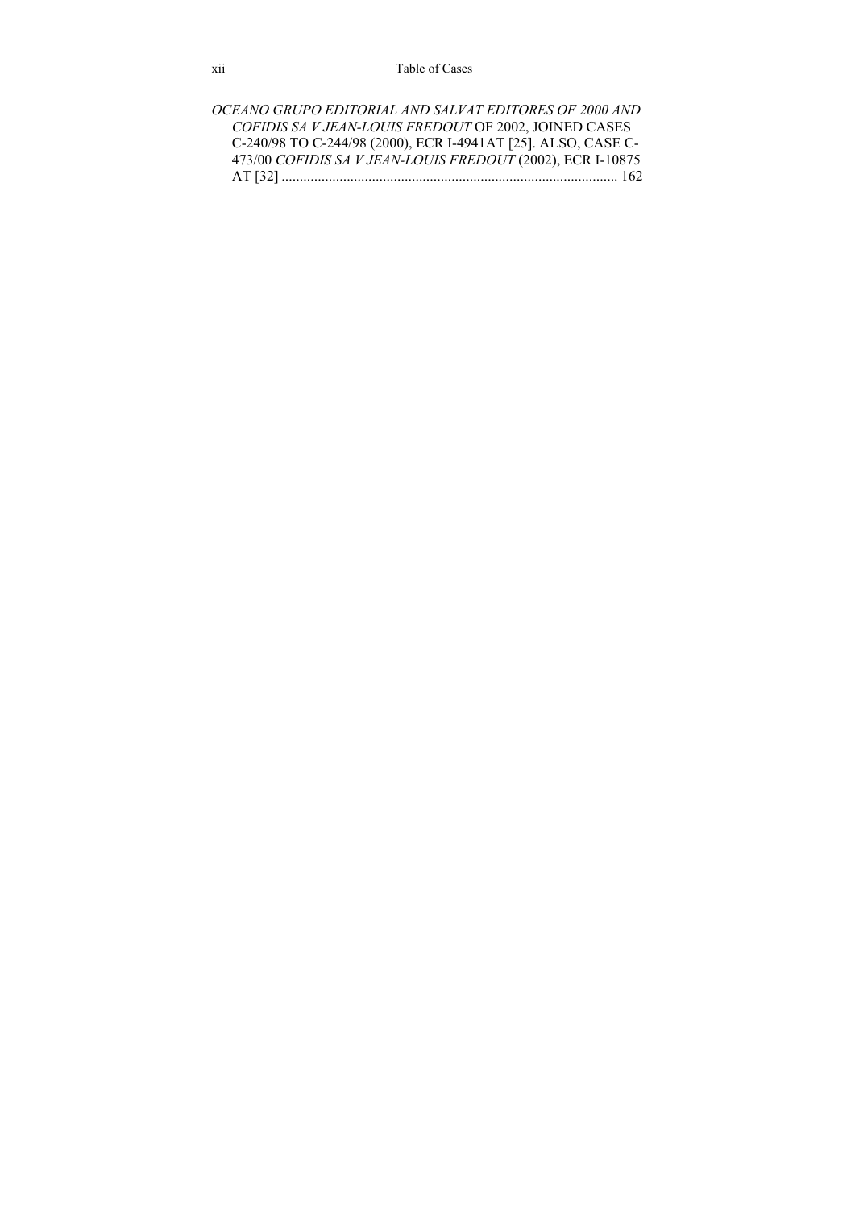*OCEANO GRUPO EDITORIAL AND SALVAT EDITORES OF 2000 AND COFIDIS SA V JEAN-LOUIS FREDOUT* OF 2002, JOINED CASES C-240/98 TO C-244/98 (2000), ECR I-4941AT [25]. ALSO, CASE C-473/00 *COFIDIS SA V JEAN-LOUIS FREDOUT* (2002), ECR I-10875 AT [32] ............................................................................................ 162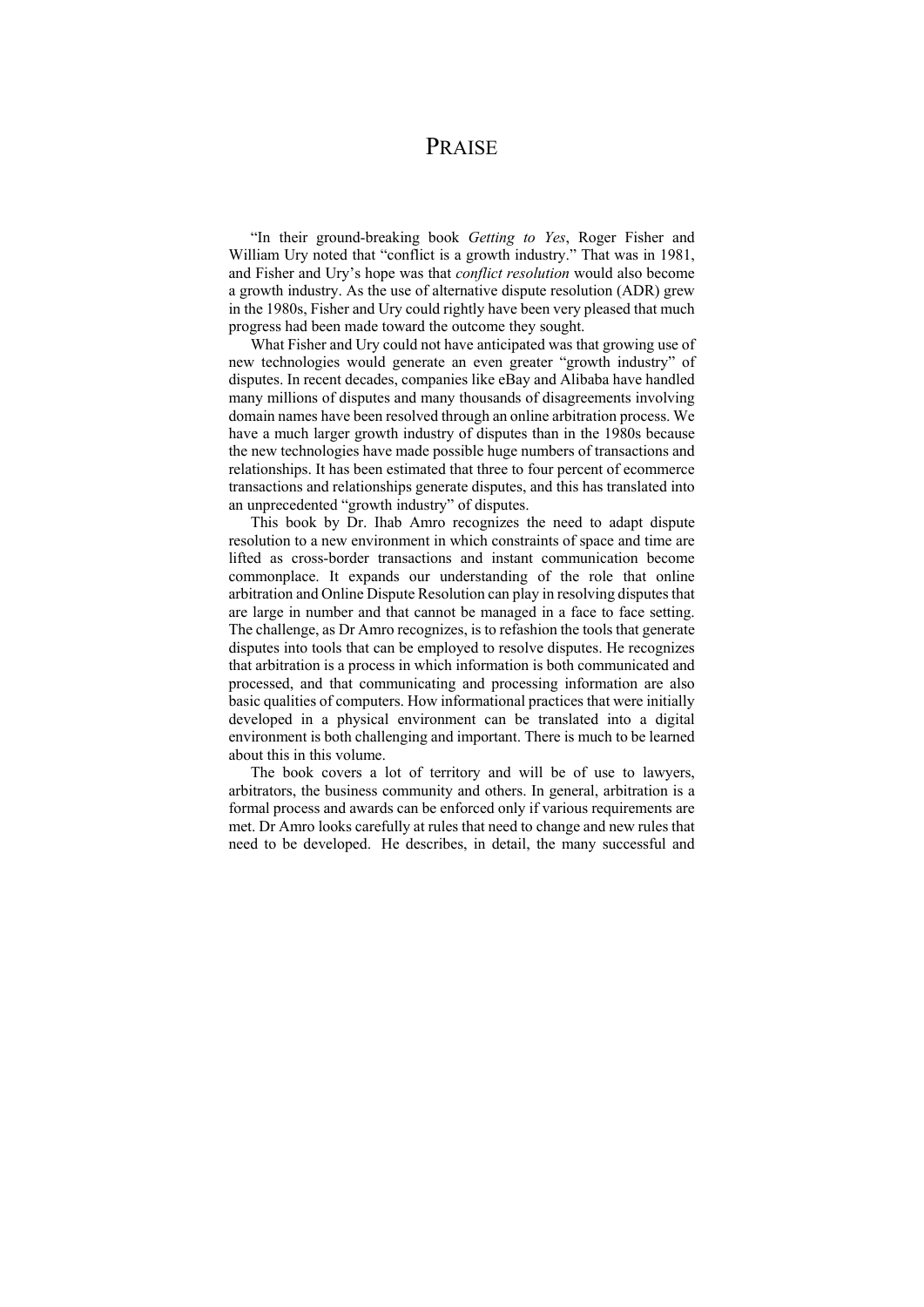# Praise

"In their ground-breaking book *Getting to Yes*, Roger Fisher and William Ury noted that "conflict is a growth industry." That was in 1981, and Fisher and Ury's hope was that *conflict resolution* would also become a growth industry. As the use of alternative dispute resolution (ADR) grew in the 1980s, Fisher and Ury could rightly have been very pleased that much progress had been made toward the outcome they sought.

What Fisher and Ury could not have anticipated was that growing use of new technologies would generate an even greater "growth industry" of disputes. In recent decades, companies like eBay and Alibaba have handled many millions of disputes and many thousands of disagreements involving domain names have been resolved through an online arbitration process. We have a much larger growth industry of disputes than in the 1980s because the new technologies have made possible huge numbers of transactions and relationships. It has been estimated that three to four percent of ecommerce transactions and relationships generate disputes, and this has translated into an unprecedented "growth industry" of disputes.

This book by Dr. Ihab Amro recognizes the need to adapt dispute resolution to a new environment in which constraints of space and time are lifted as cross-border transactions and instant communication become commonplace. It expands our understanding of the role that online arbitration and Online Dispute Resolution can play in resolving disputes that are large in number and that cannot be managed in a face to face setting. The challenge, as Dr Amro recognizes, is to refashion the tools that generate disputes into tools that can be employed to resolve disputes. He recognizes that arbitration is a process in which information is both communicated and processed, and that communicating and processing information are also basic qualities of computers. How informational practices that were initially developed in a physical environment can be translated into a digital environment is both challenging and important. There is much to be learned about this in this volume.

The book covers a lot of territory and will be of use to lawyers, arbitrators, the business community and others. In general, arbitration is a formal process and awards can be enforced only if various requirements are met. Dr Amro looks carefully at rules that need to change and new rules that need to be developed. He describes, in detail, the many successful and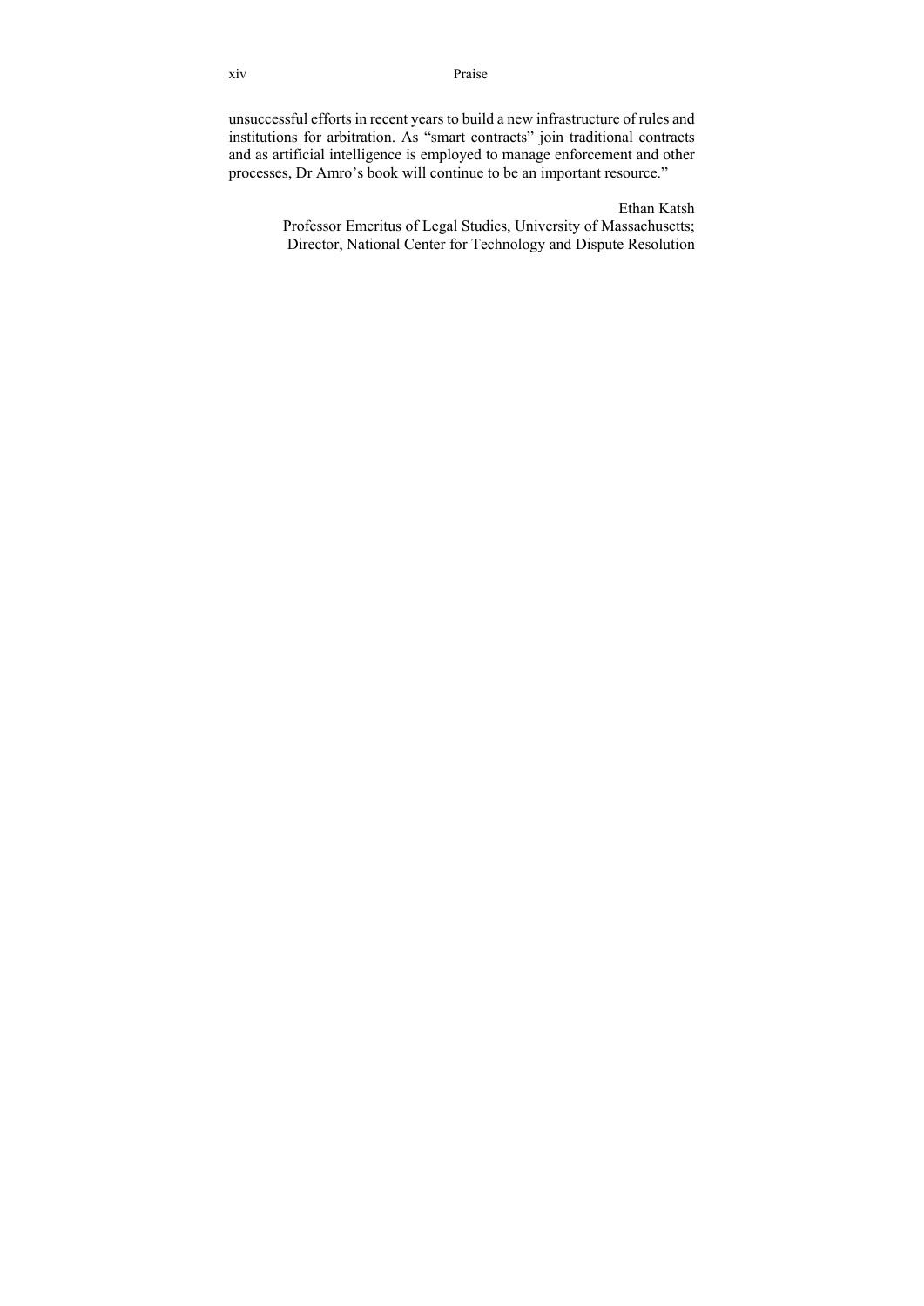unsuccessful efforts in recent years to build a new infrastructure of rules and institutions for arbitration. As "smart contracts" join traditional contracts and as artificial intelligence is employed to manage enforcement and other processes, Dr Amro's book will continue to be an important resource."

Ethan Katsh
Professor Emeritus of Legal Studies, University of Massachusetts;
Director, National Center for Technology and Dispute Resolution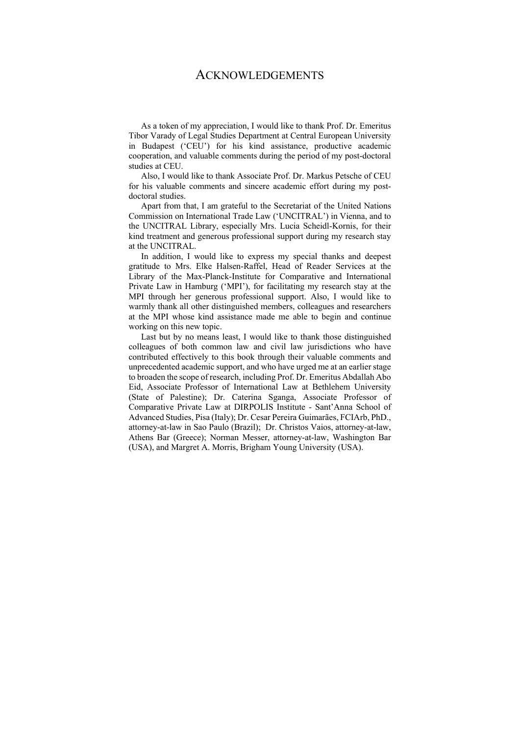# ACKNOWLEDGEMENTS

As a token of my appreciation, I would like to thank Prof. Dr. Emeritus Tibor Varady of Legal Studies Department at Central European University in Budapest ('CEU') for his kind assistance, productive academic cooperation, and valuable comments during the period of my post-doctoral studies at CEU.

Also, I would like to thank Associate Prof. Dr. Markus Petsche of CEU for his valuable comments and sincere academic effort during my post-doctoral studies.

Apart from that, I am grateful to the Secretariat of the United Nations Commission on International Trade Law ('UNCITRAL') in Vienna, and to the UNCITRAL Library, especially Mrs. Lucia Scheidl-Kornis, for their kind treatment and generous professional support during my research stay at the UNCITRAL.

In addition, I would like to express my special thanks and deepest gratitude to Mrs. Elke Halsen-Raffel, Head of Reader Services at the Library of the Max-Planck-Institute for Comparative and International Private Law in Hamburg ('MPI'), for facilitating my research stay at the MPI through her generous professional support. Also, I would like to warmly thank all other distinguished members, colleagues and researchers at the MPI whose kind assistance made me able to begin and continue working on this new topic.

Last but by no means least, I would like to thank those distinguished colleagues of both common law and civil law jurisdictions who have contributed effectively to this book through their valuable comments and unprecedented academic support, and who have urged me at an earlier stage to broaden the scope of research, including Prof. Dr. Emeritus Abdallah Abo Eid, Associate Professor of International Law at Bethlehem University (State of Palestine); Dr. Caterina Sganga, Associate Professor of Comparative Private Law at DIRPOLIS Institute - Sant'Anna School of Advanced Studies, Pisa (Italy); Dr. Cesar Pereira Guimarães, FCIArb, PhD., attorney-at-law in Sao Paulo (Brazil); Dr. Christos Vaios, attorney-at-law, Athens Bar (Greece); Norman Messer, attorney-at-law, Washington Bar (USA), and Margret A. Morris, Brigham Young University (USA).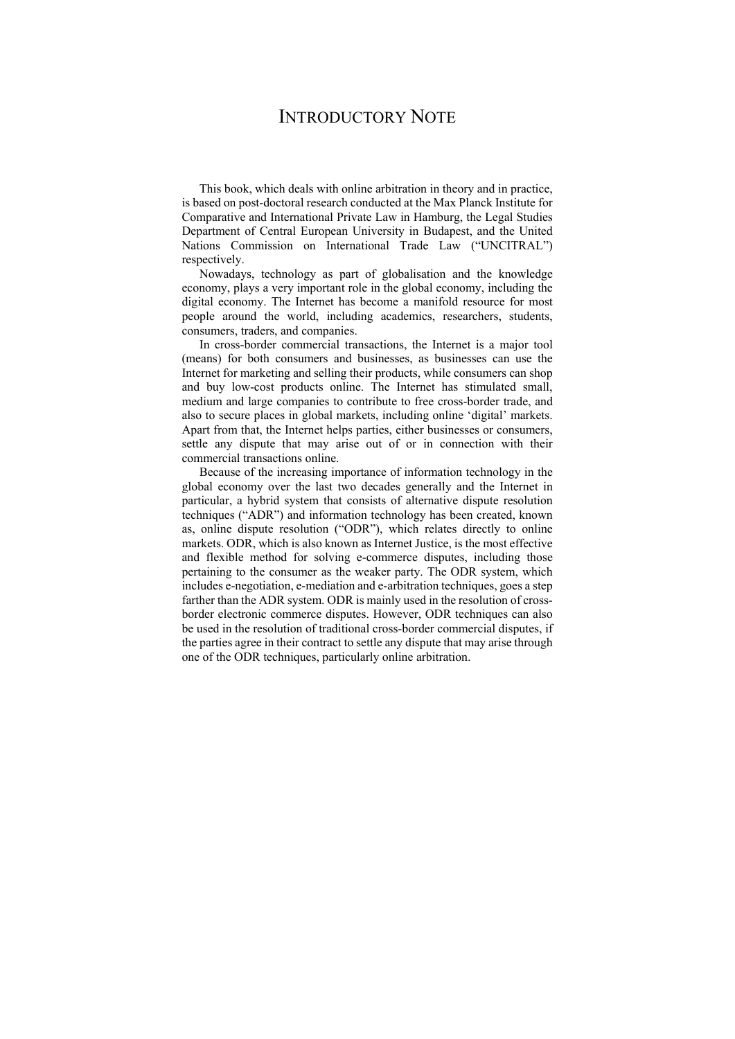# INTRODUCTORY NOTE

This book, which deals with online arbitration in theory and in practice, is based on post-doctoral research conducted at the Max Planck Institute for Comparative and International Private Law in Hamburg, the Legal Studies Department of Central European University in Budapest, and the United Nations Commission on International Trade Law ("UNCITRAL") respectively.

Nowadays, technology as part of globalisation and the knowledge economy, plays a very important role in the global economy, including the digital economy. The Internet has become a manifold resource for most people around the world, including academics, researchers, students, consumers, traders, and companies.

In cross-border commercial transactions, the Internet is a major tool (means) for both consumers and businesses, as businesses can use the Internet for marketing and selling their products, while consumers can shop and buy low-cost products online. The Internet has stimulated small, medium and large companies to contribute to free cross-border trade, and also to secure places in global markets, including online 'digital' markets. Apart from that, the Internet helps parties, either businesses or consumers, settle any dispute that may arise out of or in connection with their commercial transactions online.

Because of the increasing importance of information technology in the global economy over the last two decades generally and the Internet in particular, a hybrid system that consists of alternative dispute resolution techniques ("ADR") and information technology has been created, known as, online dispute resolution ("ODR"), which relates directly to online markets. ODR, which is also known as Internet Justice, is the most effective and flexible method for solving e-commerce disputes, including those pertaining to the consumer as the weaker party. The ODR system, which includes e-negotiation, e-mediation and e-arbitration techniques, goes a step farther than the ADR system. ODR is mainly used in the resolution of cross-border electronic commerce disputes. However, ODR techniques can also be used in the resolution of traditional cross-border commercial disputes, if the parties agree in their contract to settle any dispute that may arise through one of the ODR techniques, particularly online arbitration.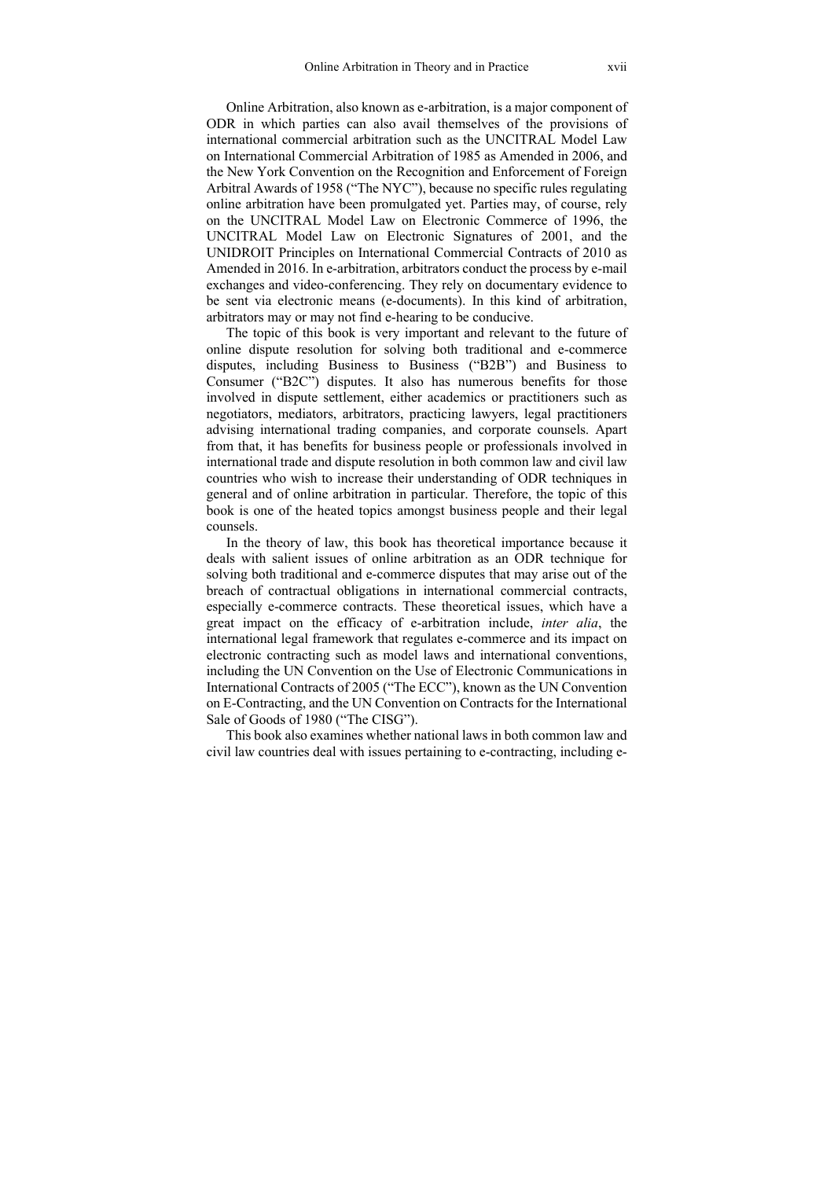Online Arbitration, also known as e-arbitration, is a major component of ODR in which parties can also avail themselves of the provisions of international commercial arbitration such as the UNCITRAL Model Law on International Commercial Arbitration of 1985 as Amended in 2006, and the New York Convention on the Recognition and Enforcement of Foreign Arbitral Awards of 1958 ("The NYC"), because no specific rules regulating online arbitration have been promulgated yet. Parties may, of course, rely on the UNCITRAL Model Law on Electronic Commerce of 1996, the UNCITRAL Model Law on Electronic Signatures of 2001, and the UNIDROIT Principles on International Commercial Contracts of 2010 as Amended in 2016. In e-arbitration, arbitrators conduct the process by e-mail exchanges and video-conferencing. They rely on documentary evidence to be sent via electronic means (e-documents). In this kind of arbitration, arbitrators may or may not find e-hearing to be conducive.

The topic of this book is very important and relevant to the future of online dispute resolution for solving both traditional and e-commerce disputes, including Business to Business ("B2B") and Business to Consumer ("B2C") disputes. It also has numerous benefits for those involved in dispute settlement, either academics or practitioners such as negotiators, mediators, arbitrators, practicing lawyers, legal practitioners advising international trading companies, and corporate counsels. Apart from that, it has benefits for business people or professionals involved in international trade and dispute resolution in both common law and civil law countries who wish to increase their understanding of ODR techniques in general and of online arbitration in particular. Therefore, the topic of this book is one of the heated topics amongst business people and their legal counsels.

In the theory of law, this book has theoretical importance because it deals with salient issues of online arbitration as an ODR technique for solving both traditional and e-commerce disputes that may arise out of the breach of contractual obligations in international commercial contracts, especially e-commerce contracts. These theoretical issues, which have a great impact on the efficacy of e-arbitration include, *inter alia*, the international legal framework that regulates e-commerce and its impact on electronic contracting such as model laws and international conventions, including the UN Convention on the Use of Electronic Communications in International Contracts of 2005 ("The ECC"), known as the UN Convention on E-Contracting, and the UN Convention on Contracts for the International Sale of Goods of 1980 ("The CISG").

This book also examines whether national laws in both common law and civil law countries deal with issues pertaining to e-contracting, including e-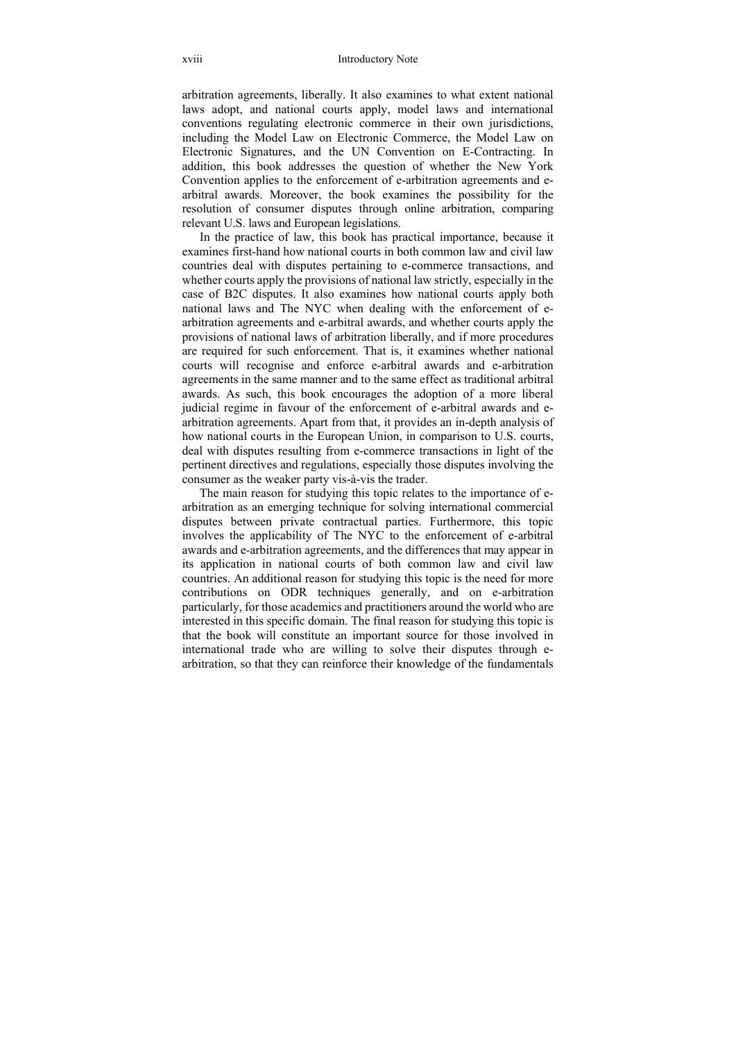arbitration agreements, liberally. It also examines to what extent national laws adopt, and national courts apply, model laws and international conventions regulating electronic commerce in their own jurisdictions, including the Model Law on Electronic Commerce, the Model Law on Electronic Signatures, and the UN Convention on E-Contracting. In addition, this book addresses the question of whether the New York Convention applies to the enforcement of e-arbitration agreements and e-arbitral awards. Moreover, the book examines the possibility for the resolution of consumer disputes through online arbitration, comparing relevant U.S. laws and European legislations.

In the practice of law, this book has practical importance, because it examines first-hand how national courts in both common law and civil law countries deal with disputes pertaining to e-commerce transactions, and whether courts apply the provisions of national law strictly, especially in the case of B2C disputes. It also examines how national courts apply both national laws and The NYC when dealing with the enforcement of e-arbitration agreements and e-arbitral awards, and whether courts apply the provisions of national laws of arbitration liberally, and if more procedures are required for such enforcement. That is, it examines whether national courts will recognise and enforce e-arbitral awards and e-arbitration agreements in the same manner and to the same effect as traditional arbitral awards. As such, this book encourages the adoption of a more liberal judicial regime in favour of the enforcement of e-arbitral awards and e-arbitration agreements. Apart from that, it provides an in-depth analysis of how national courts in the European Union, in comparison to U.S. courts, deal with disputes resulting from e-commerce transactions in light of the pertinent directives and regulations, especially those disputes involving the consumer as the weaker party vis-à-vis the trader.

The main reason for studying this topic relates to the importance of e-arbitration as an emerging technique for solving international commercial disputes between private contractual parties. Furthermore, this topic involves the applicability of The NYC to the enforcement of e-arbitral awards and e-arbitration agreements, and the differences that may appear in its application in national courts of both common law and civil law countries. An additional reason for studying this topic is the need for more contributions on ODR techniques generally, and on e-arbitration particularly, for those academics and practitioners around the world who are interested in this specific domain. The final reason for studying this topic is that the book will constitute an important source for those involved in international trade who are willing to solve their disputes through e-arbitration, so that they can reinforce their knowledge of the fundamentals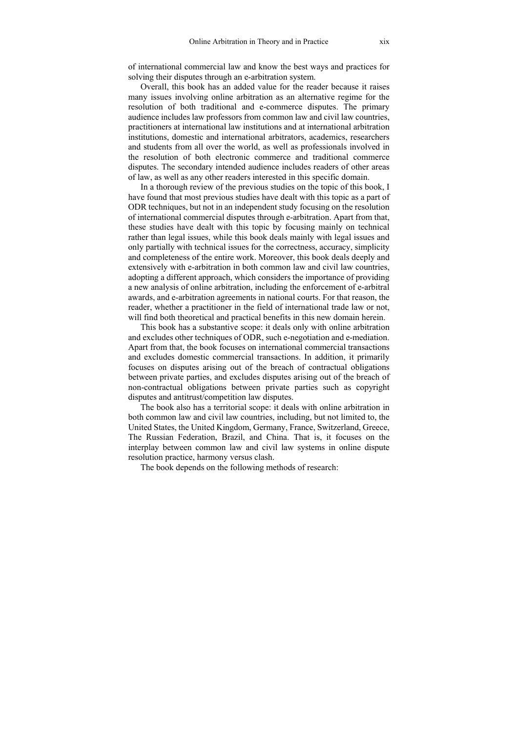of international commercial law and know the best ways and practices for solving their disputes through an e-arbitration system.

Overall, this book has an added value for the reader because it raises many issues involving online arbitration as an alternative regime for the resolution of both traditional and e-commerce disputes. The primary audience includes law professors from common law and civil law countries, practitioners at international law institutions and at international arbitration institutions, domestic and international arbitrators, academics, researchers and students from all over the world, as well as professionals involved in the resolution of both electronic commerce and traditional commerce disputes. The secondary intended audience includes readers of other areas of law, as well as any other readers interested in this specific domain.

In a thorough review of the previous studies on the topic of this book, I have found that most previous studies have dealt with this topic as a part of ODR techniques, but not in an independent study focusing on the resolution of international commercial disputes through e-arbitration. Apart from that, these studies have dealt with this topic by focusing mainly on technical rather than legal issues, while this book deals mainly with legal issues and only partially with technical issues for the correctness, accuracy, simplicity and completeness of the entire work. Moreover, this book deals deeply and extensively with e-arbitration in both common law and civil law countries, adopting a different approach, which considers the importance of providing a new analysis of online arbitration, including the enforcement of e-arbitral awards, and e-arbitration agreements in national courts. For that reason, the reader, whether a practitioner in the field of international trade law or not, will find both theoretical and practical benefits in this new domain herein.

This book has a substantive scope: it deals only with online arbitration and excludes other techniques of ODR, such e-negotiation and e-mediation. Apart from that, the book focuses on international commercial transactions and excludes domestic commercial transactions. In addition, it primarily focuses on disputes arising out of the breach of contractual obligations between private parties, and excludes disputes arising out of the breach of non-contractual obligations between private parties such as copyright disputes and antitrust/competition law disputes.

The book also has a territorial scope: it deals with online arbitration in both common law and civil law countries, including, but not limited to, the United States, the United Kingdom, Germany, France, Switzerland, Greece, The Russian Federation, Brazil, and China. That is, it focuses on the interplay between common law and civil law systems in online dispute resolution practice, harmony versus clash.

The book depends on the following methods of research: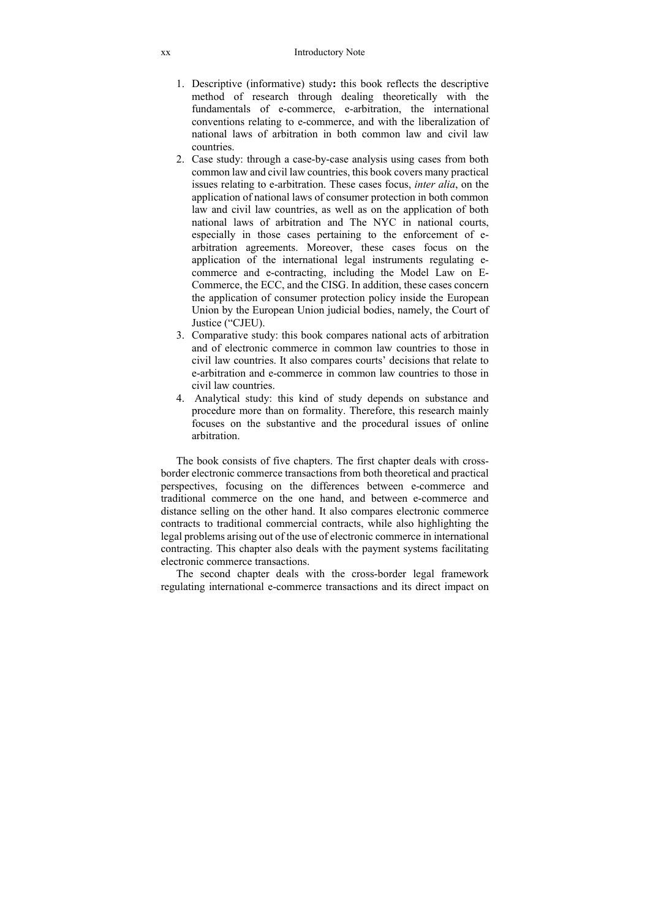1. Descriptive (informative) study**:** this book reflects the descriptive method of research through dealing theoretically with the fundamentals of e-commerce, e-arbitration, the international conventions relating to e-commerce, and with the liberalization of national laws of arbitration in both common law and civil law countries.
2. Case study: through a case-by-case analysis using cases from both common law and civil law countries, this book covers many practical issues relating to e-arbitration. These cases focus, *inter alia*, on the application of national laws of consumer protection in both common law and civil law countries, as well as on the application of both national laws of arbitration and The NYC in national courts, especially in those cases pertaining to the enforcement of e-arbitration agreements. Moreover, these cases focus on the application of the international legal instruments regulating e-commerce and e-contracting, including the Model Law on E-Commerce, the ECC, and the CISG. In addition, these cases concern the application of consumer protection policy inside the European Union by the European Union judicial bodies, namely, the Court of Justice ("CJEU).
3. Comparative study: this book compares national acts of arbitration and of electronic commerce in common law countries to those in civil law countries. It also compares courts' decisions that relate to e-arbitration and e-commerce in common law countries to those in civil law countries.
4. Analytical study: this kind of study depends on substance and procedure more than on formality. Therefore, this research mainly focuses on the substantive and the procedural issues of online arbitration.

The book consists of five chapters. The first chapter deals with cross-border electronic commerce transactions from both theoretical and practical perspectives, focusing on the differences between e-commerce and traditional commerce on the one hand, and between e-commerce and distance selling on the other hand. It also compares electronic commerce contracts to traditional commercial contracts, while also highlighting the legal problems arising out of the use of electronic commerce in international contracting. This chapter also deals with the payment systems facilitating electronic commerce transactions.

The second chapter deals with the cross-border legal framework regulating international e-commerce transactions and its direct impact on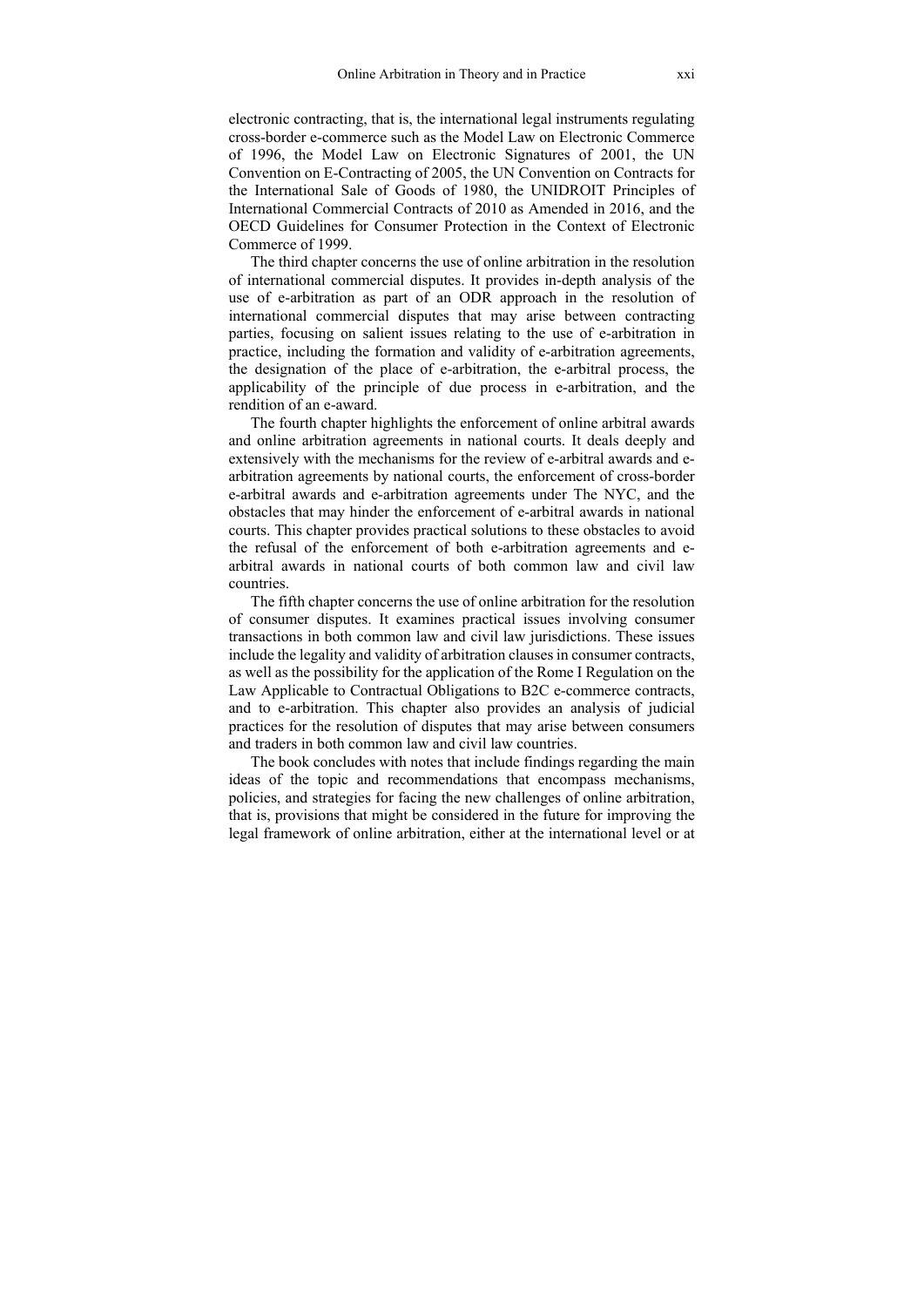electronic contracting, that is, the international legal instruments regulating cross-border e-commerce such as the Model Law on Electronic Commerce of 1996, the Model Law on Electronic Signatures of 2001, the UN Convention on E-Contracting of 2005, the UN Convention on Contracts for the International Sale of Goods of 1980, the UNIDROIT Principles of International Commercial Contracts of 2010 as Amended in 2016, and the OECD Guidelines for Consumer Protection in the Context of Electronic Commerce of 1999.

The third chapter concerns the use of online arbitration in the resolution of international commercial disputes. It provides in-depth analysis of the use of e-arbitration as part of an ODR approach in the resolution of international commercial disputes that may arise between contracting parties, focusing on salient issues relating to the use of e-arbitration in practice, including the formation and validity of e-arbitration agreements, the designation of the place of e-arbitration, the e-arbitral process, the applicability of the principle of due process in e-arbitration, and the rendition of an e-award.

The fourth chapter highlights the enforcement of online arbitral awards and online arbitration agreements in national courts. It deals deeply and extensively with the mechanisms for the review of e-arbitral awards and e-arbitration agreements by national courts, the enforcement of cross-border e-arbitral awards and e-arbitration agreements under The NYC, and the obstacles that may hinder the enforcement of e-arbitral awards in national courts. This chapter provides practical solutions to these obstacles to avoid the refusal of the enforcement of both e-arbitration agreements and e-arbitral awards in national courts of both common law and civil law countries.

The fifth chapter concerns the use of online arbitration for the resolution of consumer disputes. It examines practical issues involving consumer transactions in both common law and civil law jurisdictions. These issues include the legality and validity of arbitration clauses in consumer contracts, as well as the possibility for the application of the Rome I Regulation on the Law Applicable to Contractual Obligations to B2C e-commerce contracts, and to e-arbitration. This chapter also provides an analysis of judicial practices for the resolution of disputes that may arise between consumers and traders in both common law and civil law countries.

The book concludes with notes that include findings regarding the main ideas of the topic and recommendations that encompass mechanisms, policies, and strategies for facing the new challenges of online arbitration, that is, provisions that might be considered in the future for improving the legal framework of online arbitration, either at the international level or at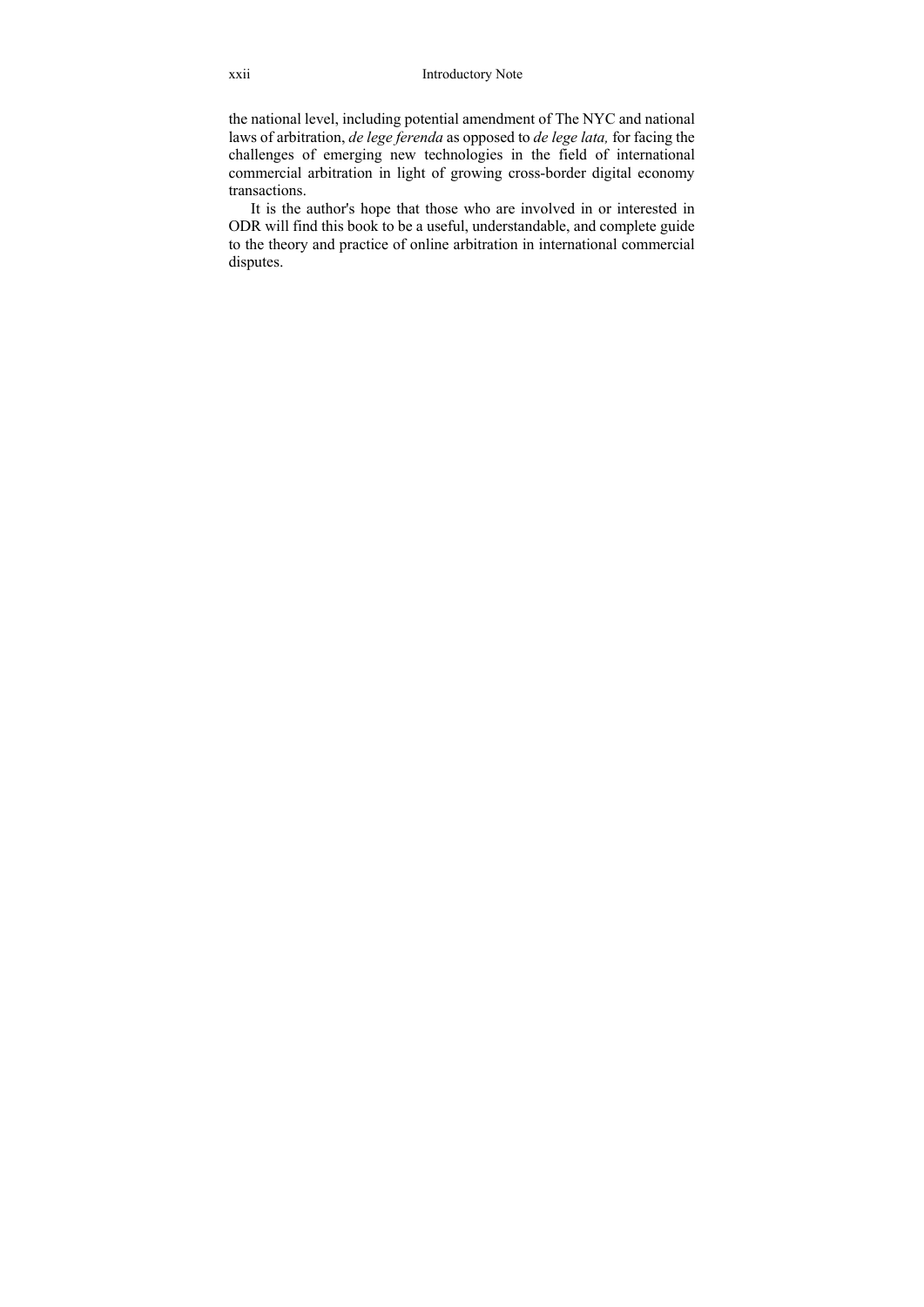the national level, including potential amendment of The NYC and national laws of arbitration, *de lege ferenda* as opposed to *de lege lata,* for facing the challenges of emerging new technologies in the field of international commercial arbitration in light of growing cross-border digital economy transactions.

It is the author's hope that those who are involved in or interested in ODR will find this book to be a useful, understandable, and complete guide to the theory and practice of online arbitration in international commercial disputes.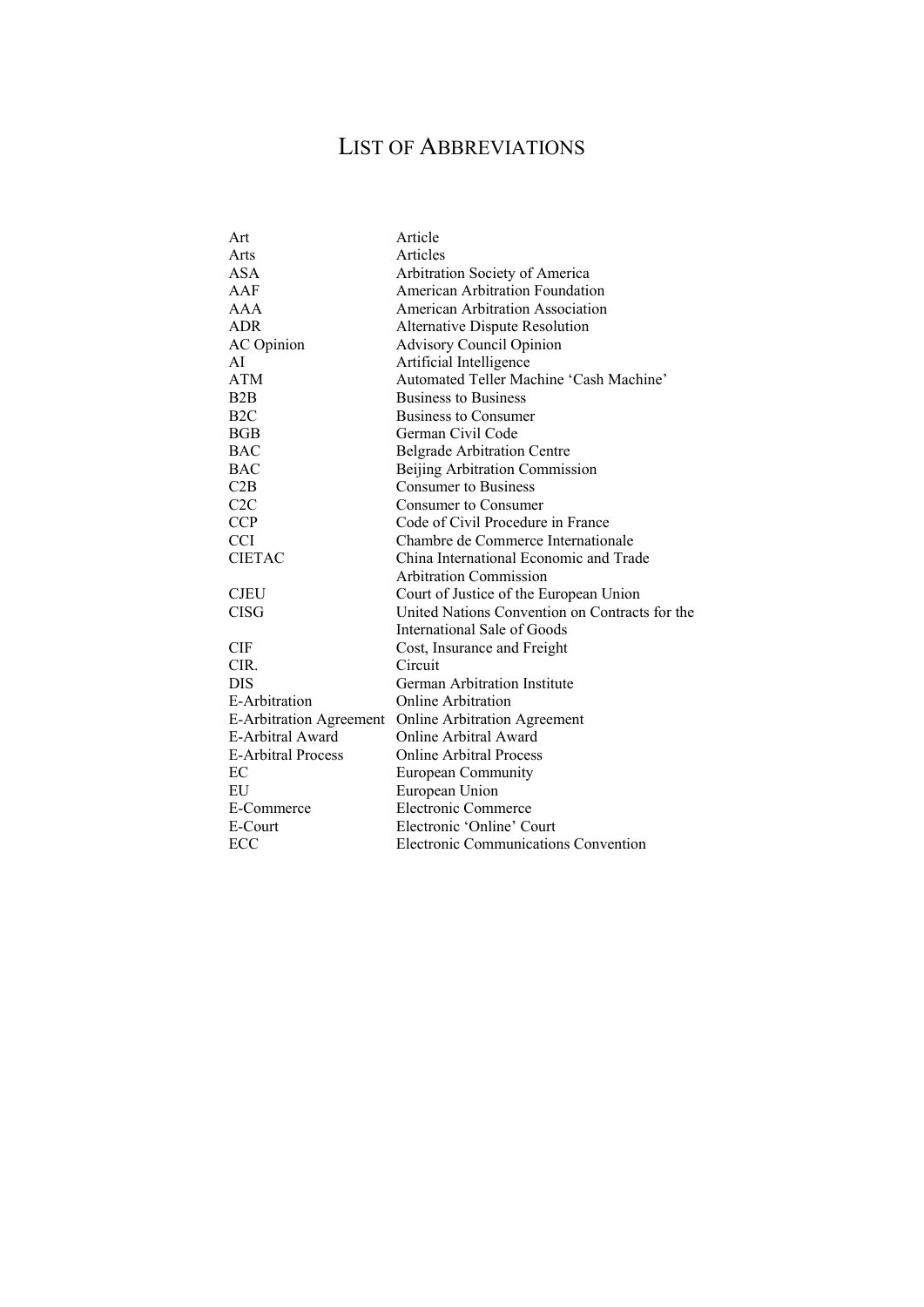# LIST OF ABBREVIATIONS

| | |
|---|---|
| Art | Article |
| Arts | Articles |
| ASA | Arbitration Society of America |
| AAF | American Arbitration Foundation |
| AAA | American Arbitration Association |
| ADR | Alternative Dispute Resolution |
| AC Opinion | Advisory Council Opinion |
| AI | Artificial Intelligence |
| ATM | Automated Teller Machine 'Cash Machine' |
| B2B | Business to Business |
| B2C | Business to Consumer |
| BGB | German Civil Code |
| BAC | Belgrade Arbitration Centre |
| BAC | Beijing Arbitration Commission |
| C2B | Consumer to Business |
| C2C | Consumer to Consumer |
| CCP | Code of Civil Procedure in France |
| CCI | Chambre de Commerce Internationale |
| CIETAC | China International Economic and Trade Arbitration Commission |
| CJEU | Court of Justice of the European Union |
| CISG | United Nations Convention on Contracts for the International Sale of Goods |
| CIF | Cost, Insurance and Freight |
| CIR. | Circuit |
| DIS | German Arbitration Institute |
| E-Arbitration | Online Arbitration |
| E-Arbitration Agreement | Online Arbitration Agreement |
| E-Arbitral Award | Online Arbitral Award |
| E-Arbitral Process | Online Arbitral Process |
| EC | European Community |
| EU | European Union |
| E-Commerce | Electronic Commerce |
| E-Court | Electronic 'Online' Court |
| ECC | Electronic Communications Convention |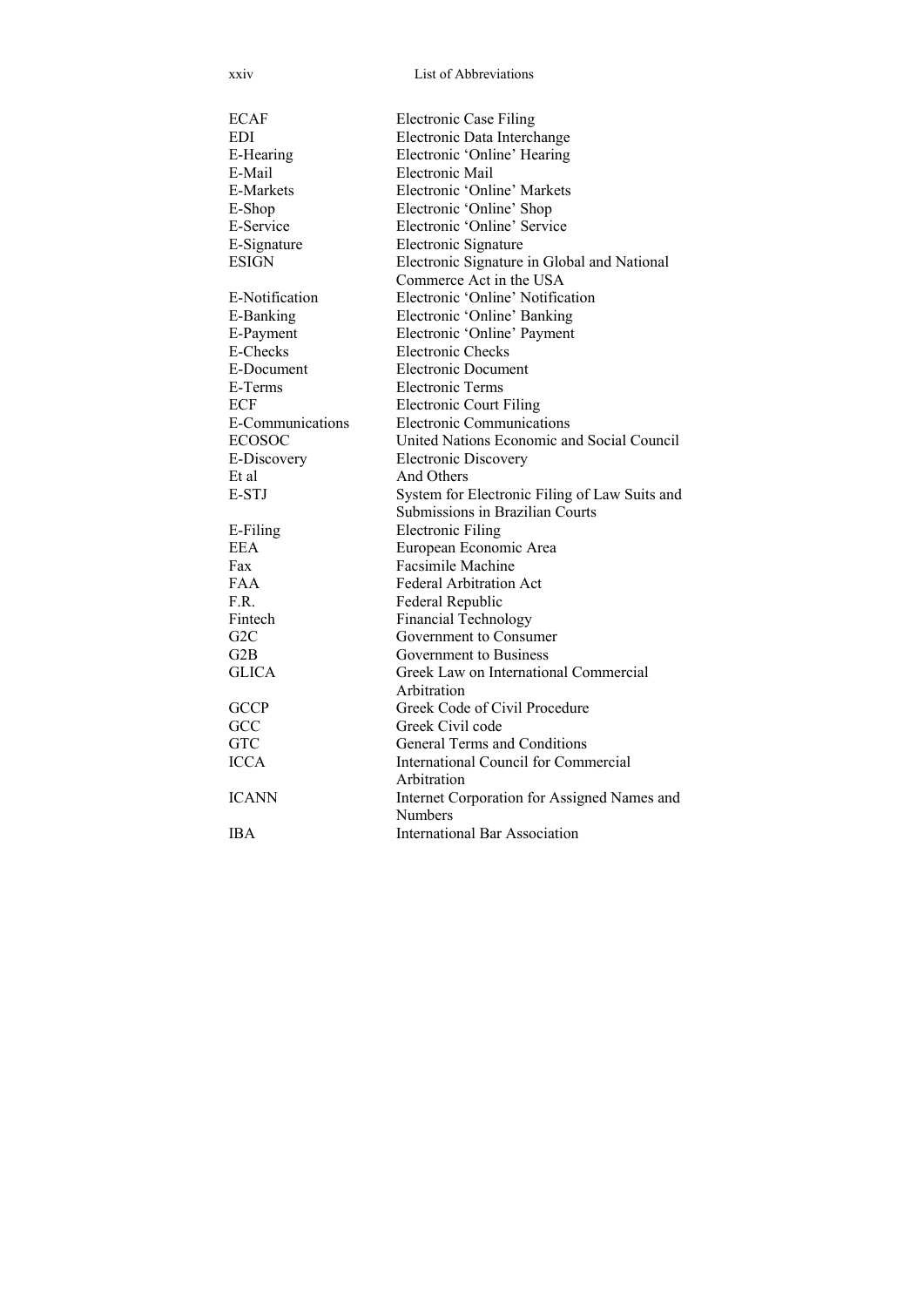| | |
|---|---|
| ECAF | Electronic Case Filing |
| EDI | Electronic Data Interchange |
| E-Hearing | Electronic ‘Online’ Hearing |
| E-Mail | Electronic Mail |
| E-Markets | Electronic ‘Online’ Markets |
| E-Shop | Electronic ‘Online’ Shop |
| E-Service | Electronic ‘Online’ Service |
| E-Signature | Electronic Signature |
| ESIGN | Electronic Signature in Global and National Commerce Act in the USA |
| E-Notification | Electronic ‘Online’ Notification |
| E-Banking | Electronic ‘Online’ Banking |
| E-Payment | Electronic ‘Online’ Payment |
| E-Checks | Electronic Checks |
| E-Document | Electronic Document |
| E-Terms | Electronic Terms |
| ECF | Electronic Court Filing |
| E-Communications | Electronic Communications |
| ECOSOC | United Nations Economic and Social Council |
| E-Discovery | Electronic Discovery |
| Et al | And Others |
| E-STJ | System for Electronic Filing of Law Suits and Submissions in Brazilian Courts |
| E-Filing | Electronic Filing |
| EEA | European Economic Area |
| Fax | Facsimile Machine |
| FAA | Federal Arbitration Act |
| F.R. | Federal Republic |
| Fintech | Financial Technology |
| G2C | Government to Consumer |
| G2B | Government to Business |
| GLICA | Greek Law on International Commercial Arbitration |
| GCCP | Greek Code of Civil Procedure |
| GCC | Greek Civil code |
| GTC | General Terms and Conditions |
| ICCA | International Council for Commercial Arbitration |
| ICANN | Internet Corporation for Assigned Names and Numbers |
| IBA | International Bar Association |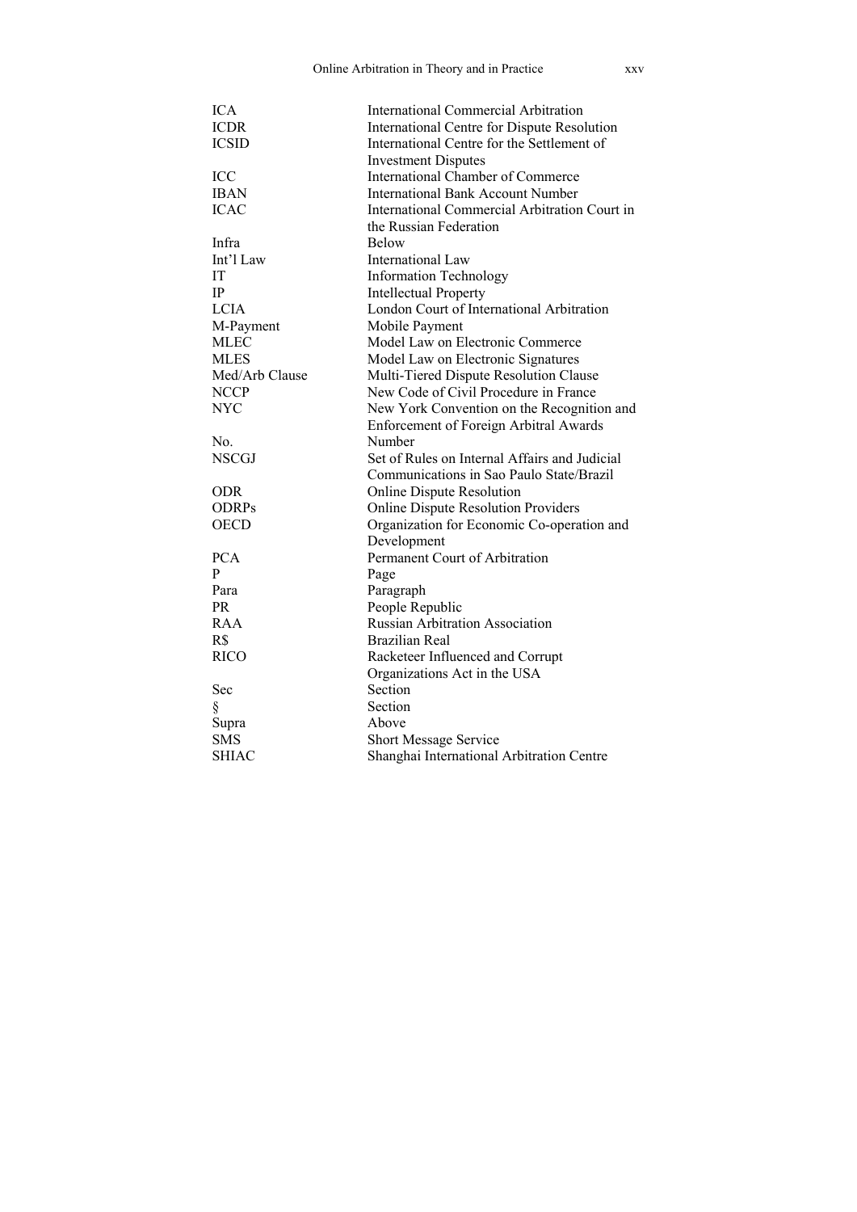| | |
|---|---|
| ICA | International Commercial Arbitration |
| ICDR | International Centre for Dispute Resolution |
| ICSID | International Centre for the Settlement of Investment Disputes |
| ICC | International Chamber of Commerce |
| IBAN | International Bank Account Number |
| ICAC | International Commercial Arbitration Court in the Russian Federation |
| Infra | Below |
| Int'l Law | International Law |
| IT | Information Technology |
| IP | Intellectual Property |
| LCIA | London Court of International Arbitration |
| M-Payment | Mobile Payment |
| MLEC | Model Law on Electronic Commerce |
| MLES | Model Law on Electronic Signatures |
| Med/Arb Clause | Multi-Tiered Dispute Resolution Clause |
| NCCP | New Code of Civil Procedure in France |
| NYC | New York Convention on the Recognition and Enforcement of Foreign Arbitral Awards |
| No. | Number |
| NSCGJ | Set of Rules on Internal Affairs and Judicial Communications in Sao Paulo State/Brazil |
| ODR | Online Dispute Resolution |
| ODRPs | Online Dispute Resolution Providers |
| OECD | Organization for Economic Co-operation and Development |
| PCA | Permanent Court of Arbitration |
| P | Page |
| Para | Paragraph |
| PR | People Republic |
| RAA | Russian Arbitration Association |
| R$ | Brazilian Real |
| RICO | Racketeer Influenced and Corrupt Organizations Act in the USA |
| Sec | Section |
| § | Section |
| Supra | Above |
| SMS | Short Message Service |
| SHIAC | Shanghai International Arbitration Centre |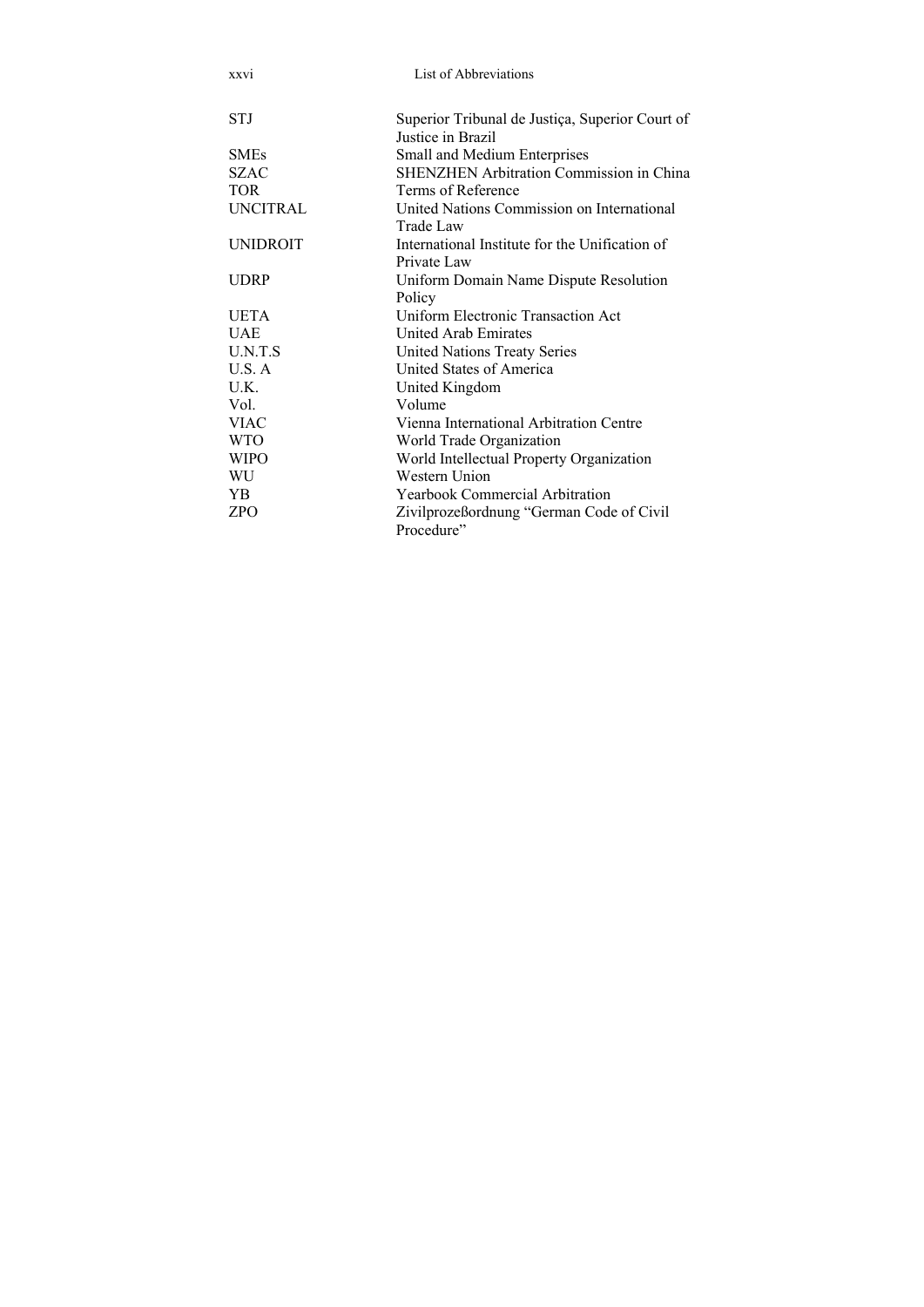| | |
|---|---|
| STJ | Superior Tribunal de Justiça, Superior Court of Justice in Brazil |
| SMEs | Small and Medium Enterprises |
| SZAC | SHENZHEN Arbitration Commission in China |
| TOR | Terms of Reference |
| UNCITRAL | United Nations Commission on International Trade Law |
| UNIDROIT | International Institute for the Unification of Private Law |
| UDRP | Uniform Domain Name Dispute Resolution Policy |
| UETA | Uniform Electronic Transaction Act |
| UAE | United Arab Emirates |
| U.N.T.S | United Nations Treaty Series |
| U.S. A | United States of America |
| U.K. | United Kingdom |
| Vol. | Volume |
| VIAC | Vienna International Arbitration Centre |
| WTO | World Trade Organization |
| WIPO | World Intellectual Property Organization |
| WU | Western Union |
| YB | Yearbook Commercial Arbitration |
| ZPO | Zivilprozeßordnung "German Code of Civil Procedure" |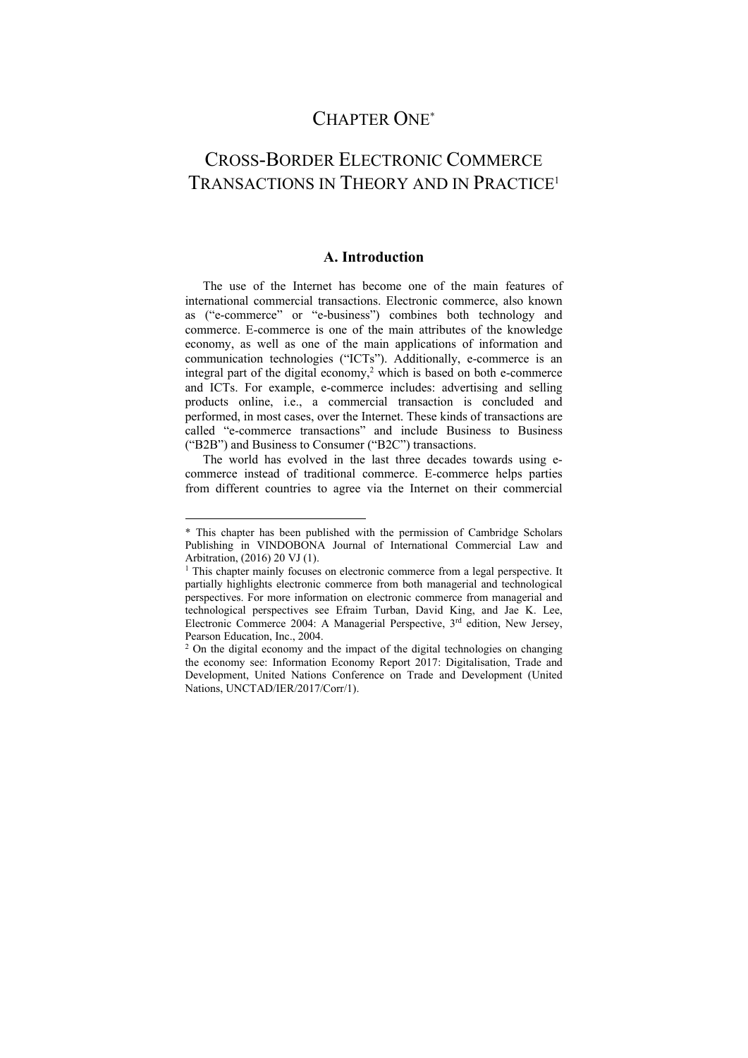# CHAPTER ONE*

# CROSS-BORDER ELECTRONIC COMMERCE TRANSACTIONS IN THEORY AND IN PRACTICE[1]

## A. Introduction

The use of the Internet has become one of the main features of international commercial transactions. Electronic commerce, also known as ("e-commerce" or "e-business") combines both technology and commerce. E-commerce is one of the main attributes of the knowledge economy, as well as one of the main applications of information and communication technologies ("ICTs"). Additionally, e-commerce is an integral part of the digital economy,[2] which is based on both e-commerce and ICTs. For example, e-commerce includes: advertising and selling products online, i.e., a commercial transaction is concluded and performed, in most cases, over the Internet. These kinds of transactions are called "e-commerce transactions" and include Business to Business ("B2B") and Business to Consumer ("B2C") transactions.

The world has evolved in the last three decades towards using e-commerce instead of traditional commerce. E-commerce helps parties from different countries to agree via the Internet on their commercial

---

* This chapter has been published with the permission of Cambridge Scholars Publishing in VINDOBONA Journal of International Commercial Law and Arbitration, (2016) 20 VJ (1).

[1] This chapter mainly focuses on electronic commerce from a legal perspective. It partially highlights electronic commerce from both managerial and technological perspectives. For more information on electronic commerce from managerial and technological perspectives see Efraim Turban, David King, and Jae K. Lee, Electronic Commerce 2004: A Managerial Perspective, 3rd edition, New Jersey, Pearson Education, Inc., 2004.

[2] On the digital economy and the impact of the digital technologies on changing the economy see: Information Economy Report 2017: Digitalisation, Trade and Development, United Nations Conference on Trade and Development (United Nations, UNCTAD/IER/2017/Corr/1).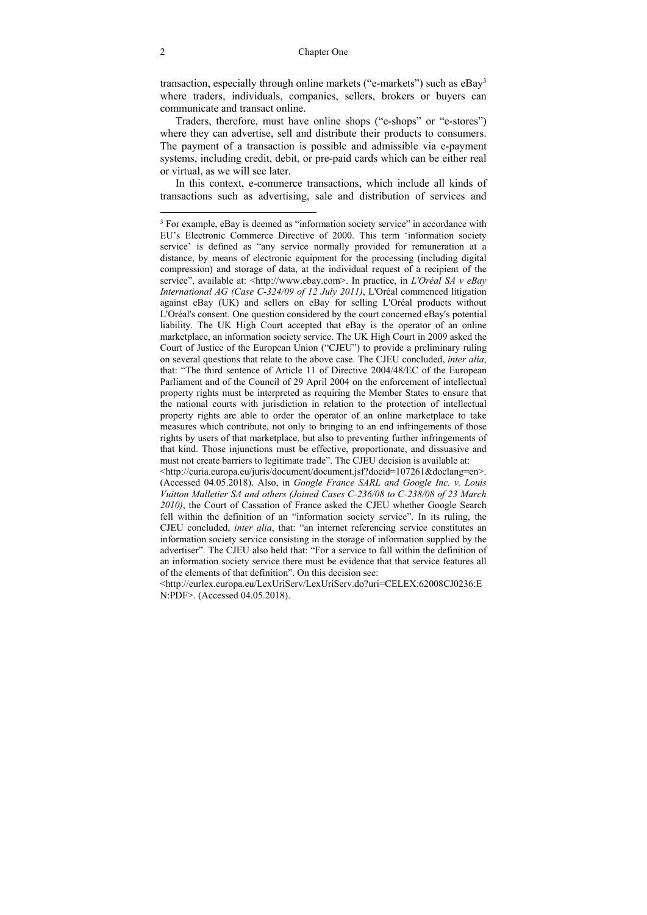transaction, especially through online markets ("e-markets") such as eBay[3] where traders, individuals, companies, sellers, brokers or buyers can communicate and transact online.

Traders, therefore, must have online shops ("e-shops" or "e-stores") where they can advertise, sell and distribute their products to consumers. The payment of a transaction is possible and admissible via e-payment systems, including credit, debit, or pre-paid cards which can be either real or virtual, as we will see later.

In this context, e-commerce transactions, which include all kinds of transactions such as advertising, sale and distribution of services and

---

[3] For example, eBay is deemed as "information society service" in accordance with EU's Electronic Commerce Directive of 2000. This term 'information society service' is defined as "any service normally provided for remuneration at a distance, by means of electronic equipment for the processing (including digital compression) and storage of data, at the individual request of a recipient of the service", available at: <http://www.ebay.com>. In practice, in *L'Oréal SA v eBay International AG (Case C-324/09 of 12 July 2011)*, L'Oréal commenced litigation against eBay (UK) and sellers on eBay for selling L'Oréal products without L'Oréal's consent. One question considered by the court concerned eBay's potential liability. The UK High Court accepted that eBay is the operator of an online marketplace, an information society service. The UK High Court in 2009 asked the Court of Justice of the European Union ("CJEU") to provide a preliminary ruling on several questions that relate to the above case. The CJEU concluded, *inter alia*, that: "The third sentence of Article 11 of Directive 2004/48/EC of the European Parliament and of the Council of 29 April 2004 on the enforcement of intellectual property rights must be interpreted as requiring the Member States to ensure that the national courts with jurisdiction in relation to the protection of intellectual property rights are able to order the operator of an online marketplace to take measures which contribute, not only to bringing to an end infringements of those rights by users of that marketplace, but also to preventing further infringements of that kind. Those injunctions must be effective, proportionate, and dissuasive and must not create barriers to legitimate trade". The CJEU decision is available at: <http://curia.europa.eu/juris/document/document.jsf?docid=107261&doclang=en>. (Accessed 04.05.2018). Also, in *Google France SARL and Google Inc. v. Louis Vuitton Malletier SA and others (Joined Cases C-236/08 to C-238/08 of 23 March 2010)*, the Court of Cassation of France asked the CJEU whether Google Search fell within the definition of an "information society service". In its ruling, the CJEU concluded, *inter alia*, that: "an internet referencing service constitutes an information society service consisting in the storage of information supplied by the advertiser". The CJEU also held that: "For a service to fall within the definition of an information society service there must be evidence that that service features all of the elements of that definition". On this decision see: <http://eurlex.europa.eu/LexUriServ/LexUriServ.do?uri=CELEX:62008CJ0236:EN:PDF>. (Accessed 04.05.2018).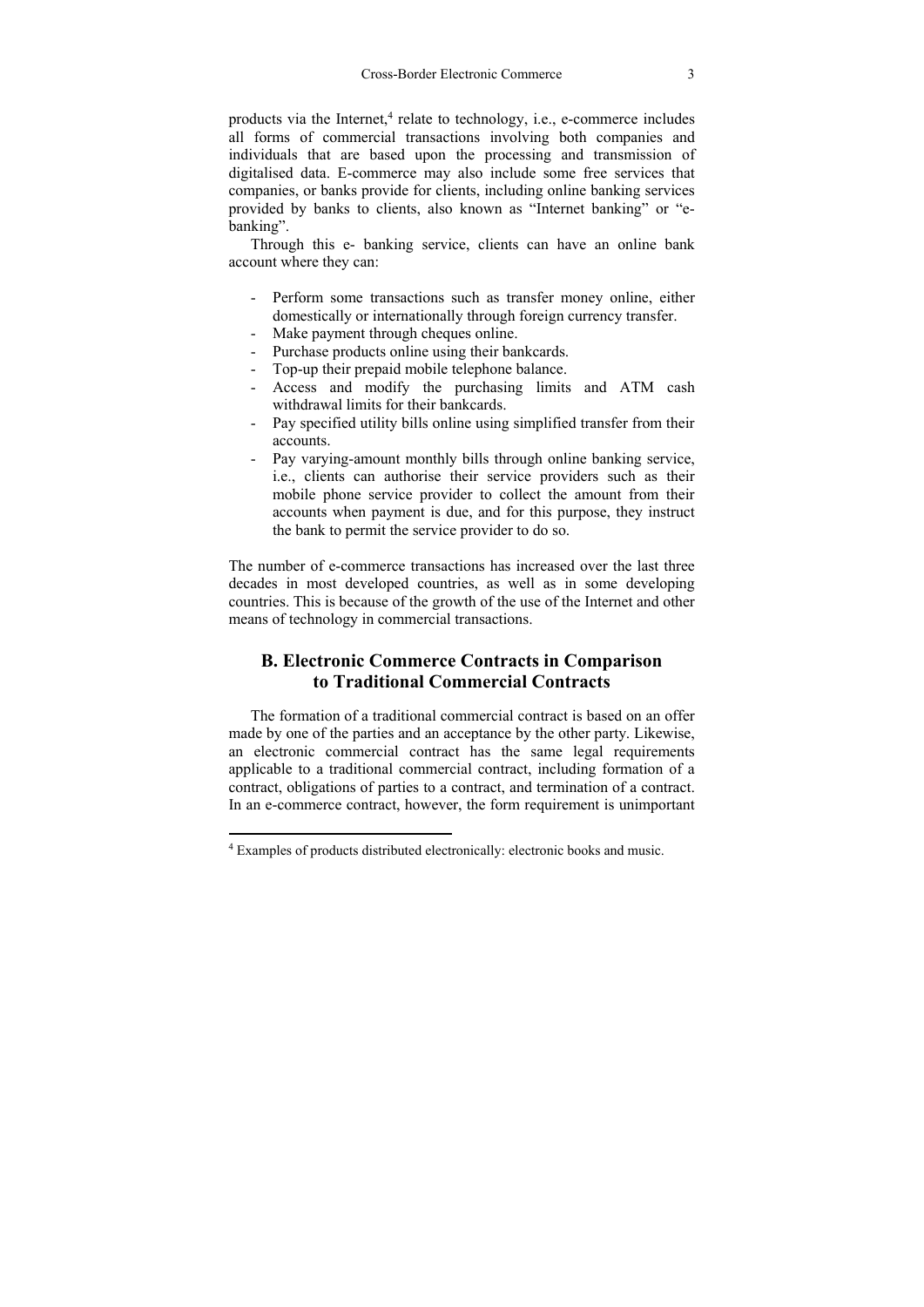products via the Internet,[4] relate to technology, i.e., e-commerce includes all forms of commercial transactions involving both companies and individuals that are based upon the processing and transmission of digitalised data. E-commerce may also include some free services that companies, or banks provide for clients, including online banking services provided by banks to clients, also known as "Internet banking" or "e-banking".

Through this e- banking service, clients can have an online bank account where they can:

- Perform some transactions such as transfer money online, either domestically or internationally through foreign currency transfer.
- Make payment through cheques online.
- Purchase products online using their bankcards.
- Top-up their prepaid mobile telephone balance.
- Access and modify the purchasing limits and ATM cash withdrawal limits for their bankcards.
- Pay specified utility bills online using simplified transfer from their accounts.
- Pay varying-amount monthly bills through online banking service, i.e., clients can authorise their service providers such as their mobile phone service provider to collect the amount from their accounts when payment is due, and for this purpose, they instruct the bank to permit the service provider to do so.

The number of e-commerce transactions has increased over the last three decades in most developed countries, as well as in some developing countries. This is because of the growth of the use of the Internet and other means of technology in commercial transactions.

## B. Electronic Commerce Contracts in Comparison to Traditional Commercial Contracts

The formation of a traditional commercial contract is based on an offer made by one of the parties and an acceptance by the other party. Likewise, an electronic commercial contract has the same legal requirements applicable to a traditional commercial contract, including formation of a contract, obligations of parties to a contract, and termination of a contract. In an e-commerce contract, however, the form requirement is unimportant

---

[4] Examples of products distributed electronically: electronic books and music.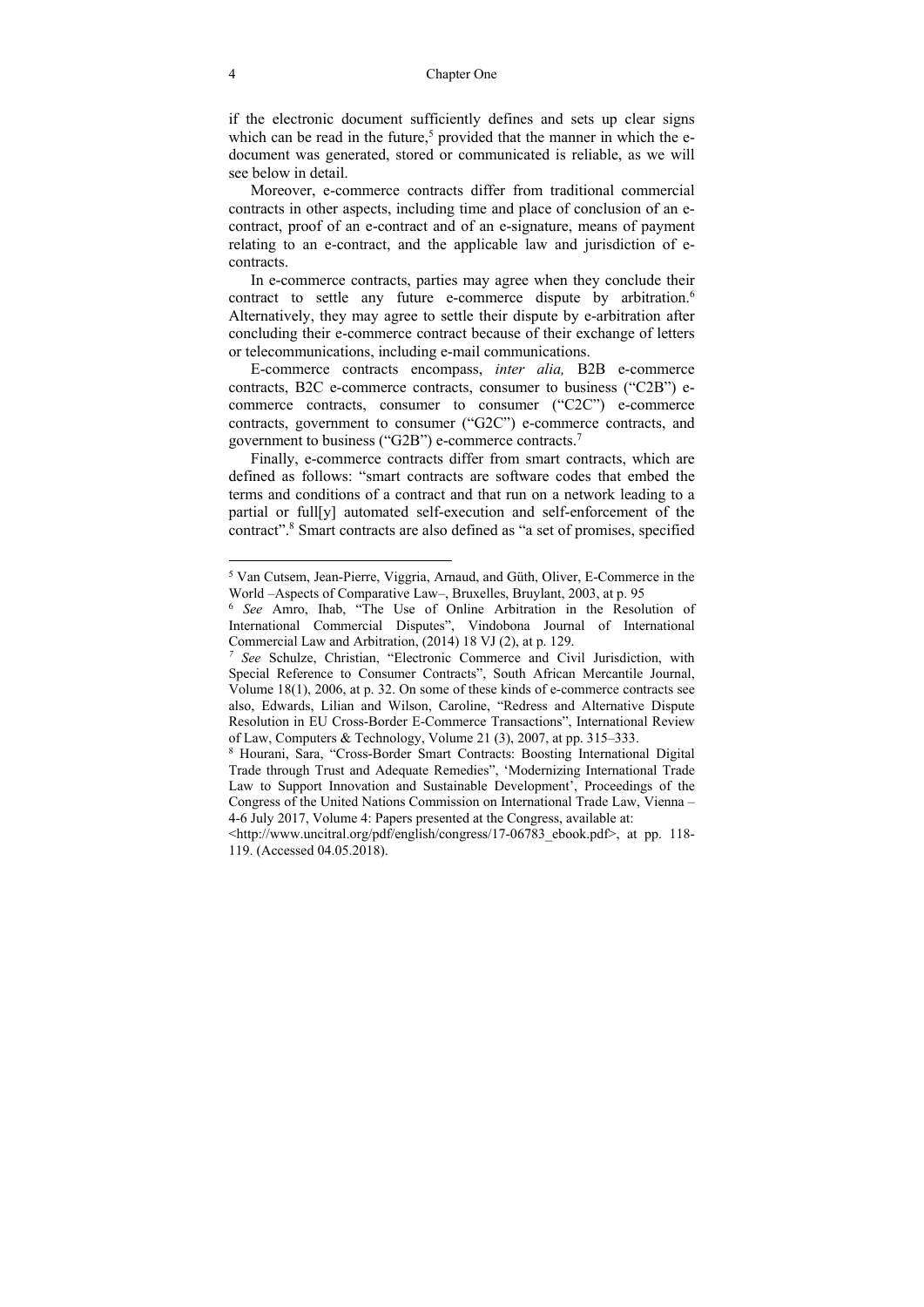if the electronic document sufficiently defines and sets up clear signs which can be read in the future,[5] provided that the manner in which the e-document was generated, stored or communicated is reliable, as we will see below in detail.

Moreover, e-commerce contracts differ from traditional commercial contracts in other aspects, including time and place of conclusion of an e-contract, proof of an e-contract and of an e-signature, means of payment relating to an e-contract, and the applicable law and jurisdiction of e-contracts.

In e-commerce contracts, parties may agree when they conclude their contract to settle any future e-commerce dispute by arbitration.[6] Alternatively, they may agree to settle their dispute by e-arbitration after concluding their e-commerce contract because of their exchange of letters or telecommunications, including e-mail communications.

E-commerce contracts encompass, *inter alia,* B2B e-commerce contracts, B2C e-commerce contracts, consumer to business ("C2B") e-commerce contracts, consumer to consumer ("C2C") e-commerce contracts, government to consumer ("G2C") e-commerce contracts, and government to business ("G2B") e-commerce contracts.[7]

Finally, e-commerce contracts differ from smart contracts, which are defined as follows: "smart contracts are software codes that embed the terms and conditions of a contract and that run on a network leading to a partial or full[y] automated self-execution and self-enforcement of the contract".[8] Smart contracts are also defined as "a set of promises, specified

---

[5] Van Cutsem, Jean-Pierre, Viggria, Arnaud, and Güth, Oliver, E-Commerce in the World –Aspects of Comparative Law–, Bruxelles, Bruylant, 2003, at p. 95

[6] *See* Amro, Ihab, "The Use of Online Arbitration in the Resolution of International Commercial Disputes", Vindobona Journal of International Commercial Law and Arbitration, (2014) 18 VJ (2), at p. 129.

[7] *See* Schulze, Christian, "Electronic Commerce and Civil Jurisdiction, with Special Reference to Consumer Contracts", South African Mercantile Journal, Volume 18(1), 2006, at p. 32. On some of these kinds of e-commerce contracts see also, Edwards, Lilian and Wilson, Caroline, "Redress and Alternative Dispute Resolution in EU Cross-Border E-Commerce Transactions", International Review of Law, Computers & Technology, Volume 21 (3), 2007, at pp. 315–333.

[8] Hourani, Sara, "Cross-Border Smart Contracts: Boosting International Digital Trade through Trust and Adequate Remedies", 'Modernizing International Trade Law to Support Innovation and Sustainable Development', Proceedings of the Congress of the United Nations Commission on International Trade Law, Vienna – 4-6 July 2017, Volume 4: Papers presented at the Congress, available at: <http://www.uncitral.org/pdf/english/congress/17-06783_ebook.pdf>, at pp. 118-119. (Accessed 04.05.2018).